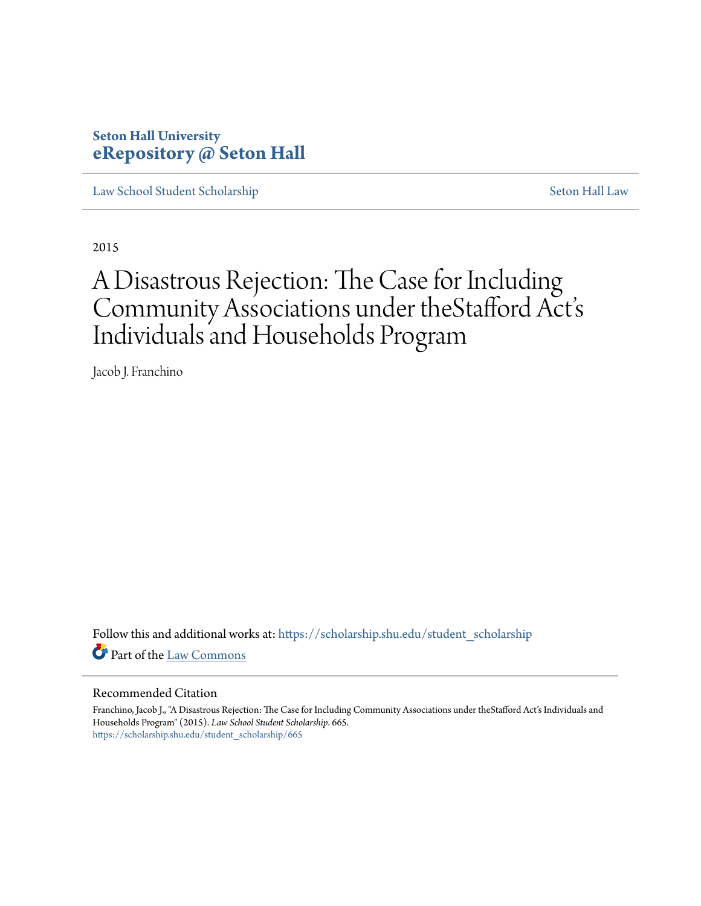Seton Hall University
**eRepository @ Seton Hall**

Law School Student Scholarship | Seton Hall Law

2015

# A Disastrous Rejection: The Case for Including Community Associations under theStafford Act's Individuals and Households Program

Jacob J. Franchino

Follow this and additional works at: https://scholarship.shu.edu/student_scholarship

Part of the Law Commons

## Recommended Citation

Franchino, Jacob J., "A Disastrous Rejection: The Case for Including Community Associations under theStafford Act's Individuals and Households Program" (2015). *Law School Student Scholarship*. 665.
https://scholarship.shu.edu/student_scholarship/665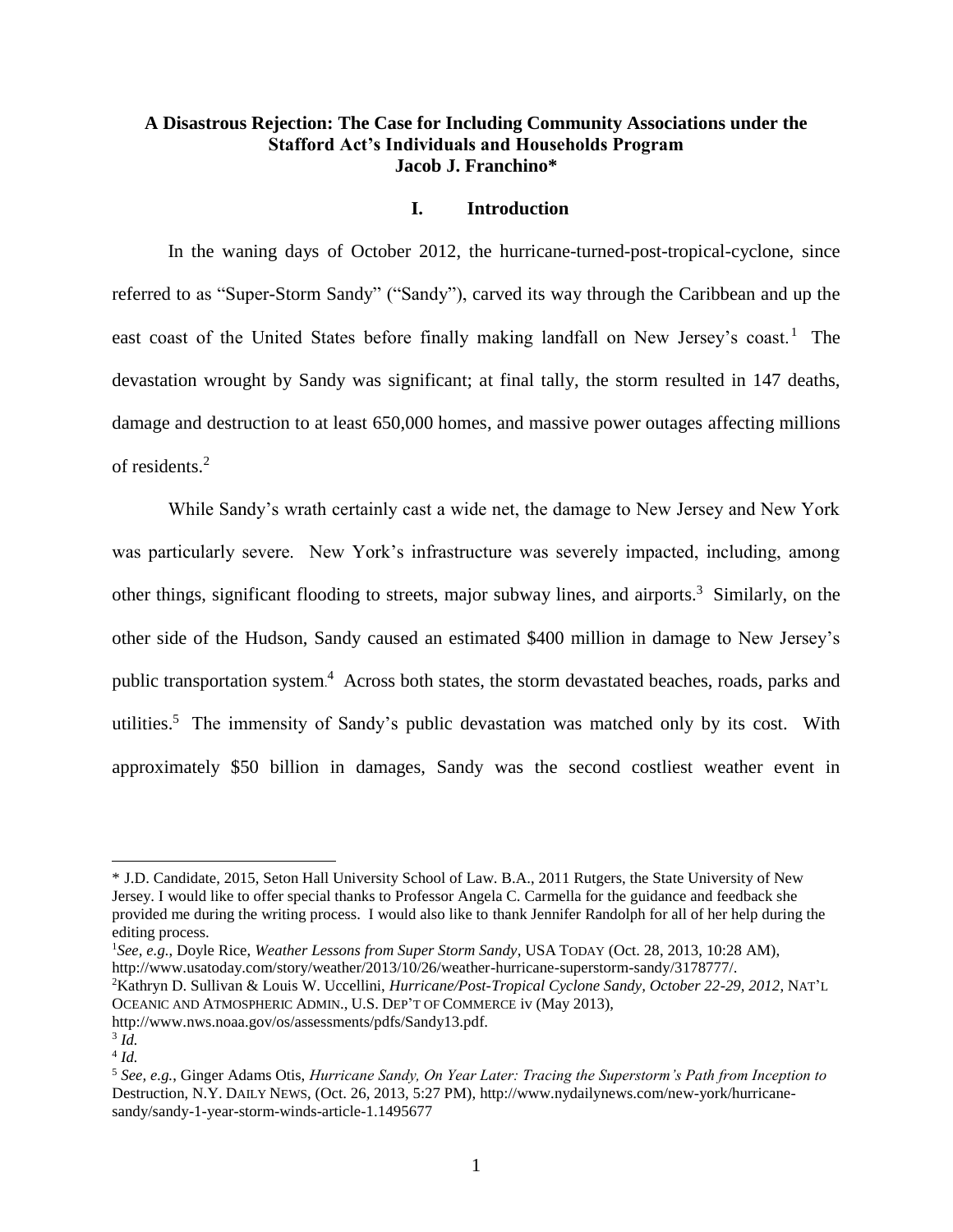**A Disastrous Rejection: The Case for Including Community Associations under the Stafford Act's Individuals and Households Program**
**Jacob J. Franchino***

## I. Introduction

In the waning days of October 2012, the hurricane-turned-post-tropical-cyclone, since referred to as "Super-Storm Sandy" ("Sandy"), carved its way through the Caribbean and up the east coast of the United States before finally making landfall on New Jersey's coast.[1] The devastation wrought by Sandy was significant; at final tally, the storm resulted in 147 deaths, damage and destruction to at least 650,000 homes, and massive power outages affecting millions of residents.[2]

While Sandy's wrath certainly cast a wide net, the damage to New Jersey and New York was particularly severe. New York's infrastructure was severely impacted, including, among other things, significant flooding to streets, major subway lines, and airports.[3] Similarly, on the other side of the Hudson, Sandy caused an estimated $400 million in damage to New Jersey's public transportation system.[4] Across both states, the storm devastated beaches, roads, parks and utilities.[5] The immensity of Sandy's public devastation was matched only by its cost. With approximately $50 billion in damages, Sandy was the second costliest weather event in

---

\* J.D. Candidate, 2015, Seton Hall University School of Law. B.A., 2011 Rutgers, the State University of New Jersey. I would like to offer special thanks to Professor Angela C. Carmella for the guidance and feedback she provided me during the writing process. I would also like to thank Jennifer Randolph for all of her help during the editing process.

[1] *See, e.g.*, Doyle Rice, *Weather Lessons from Super Storm Sandy*, USA TODAY (Oct. 28, 2013, 10:28 AM), http://www.usatoday.com/story/weather/2013/10/26/weather-hurricane-superstorm-sandy/3178777/.

[2] Kathryn D. Sullivan & Louis W. Uccellini, *Hurricane/Post-Tropical Cyclone Sandy, October 22-29, 2012*, NAT'L OCEANIC AND ATMOSPHERIC ADMIN., U.S. DEP'T OF COMMERCE iv (May 2013), http://www.nws.noaa.gov/os/assessments/pdfs/Sandy13.pdf.

[3] *Id.*

[4] *Id.*

[5] *See, e.g.*, Ginger Adams Otis, *Hurricane Sandy, On Year Later: Tracing the Superstorm's Path from Inception to* Destruction, N.Y. DAILY NEWS, (Oct. 26, 2013, 5:27 PM), http://www.nydailynews.com/new-york/hurricane-sandy/sandy-1-year-storm-winds-article-1.1495677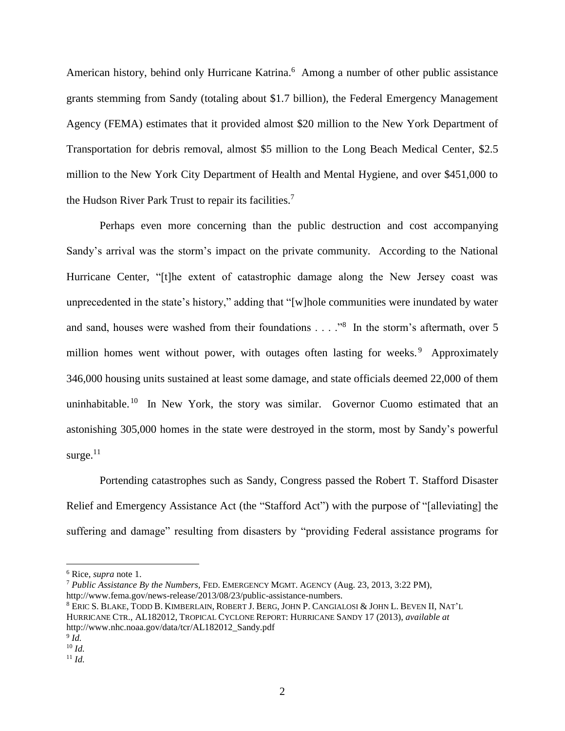American history, behind only Hurricane Katrina.[6] Among a number of other public assistance grants stemming from Sandy (totaling about $1.7 billion), the Federal Emergency Management Agency (FEMA) estimates that it provided almost $20 million to the New York Department of Transportation for debris removal, almost $5 million to the Long Beach Medical Center, $2.5 million to the New York City Department of Health and Mental Hygiene, and over $451,000 to the Hudson River Park Trust to repair its facilities.[7]

Perhaps even more concerning than the public destruction and cost accompanying Sandy's arrival was the storm's impact on the private community. According to the National Hurricane Center, "[t]he extent of catastrophic damage along the New Jersey coast was unprecedented in the state's history," adding that "[w]hole communities were inundated by water and sand, houses were washed from their foundations . . . ."[8] In the storm's aftermath, over 5 million homes went without power, with outages often lasting for weeks.[9] Approximately 346,000 housing units sustained at least some damage, and state officials deemed 22,000 of them uninhabitable.[10] In New York, the story was similar. Governor Cuomo estimated that an astonishing 305,000 homes in the state were destroyed in the storm, most by Sandy's powerful surge.[11]

Portending catastrophes such as Sandy, Congress passed the Robert T. Stafford Disaster Relief and Emergency Assistance Act (the "Stafford Act") with the purpose of "[alleviating] the suffering and damage" resulting from disasters by "providing Federal assistance programs for

---

[6] Rice, *supra* note 1.

[7] *Public Assistance By the Numbers*, FED. EMERGENCY MGMT. AGENCY (Aug. 23, 2013, 3:22 PM), http://www.fema.gov/news-release/2013/08/23/public-assistance-numbers.

[8] ERIC S. BLAKE, TODD B. KIMBERLAIN, ROBERT J. BERG, JOHN P. CANGIALOSI & JOHN L. BEVEN II, NAT'L HURRICANE CTR., AL182012, TROPICAL CYCLONE REPORT: HURRICANE SANDY 17 (2013), *available at* http://www.nhc.noaa.gov/data/tcr/AL182012_Sandy.pdf

[9] *Id.*

[10] *Id.*

[11] *Id.*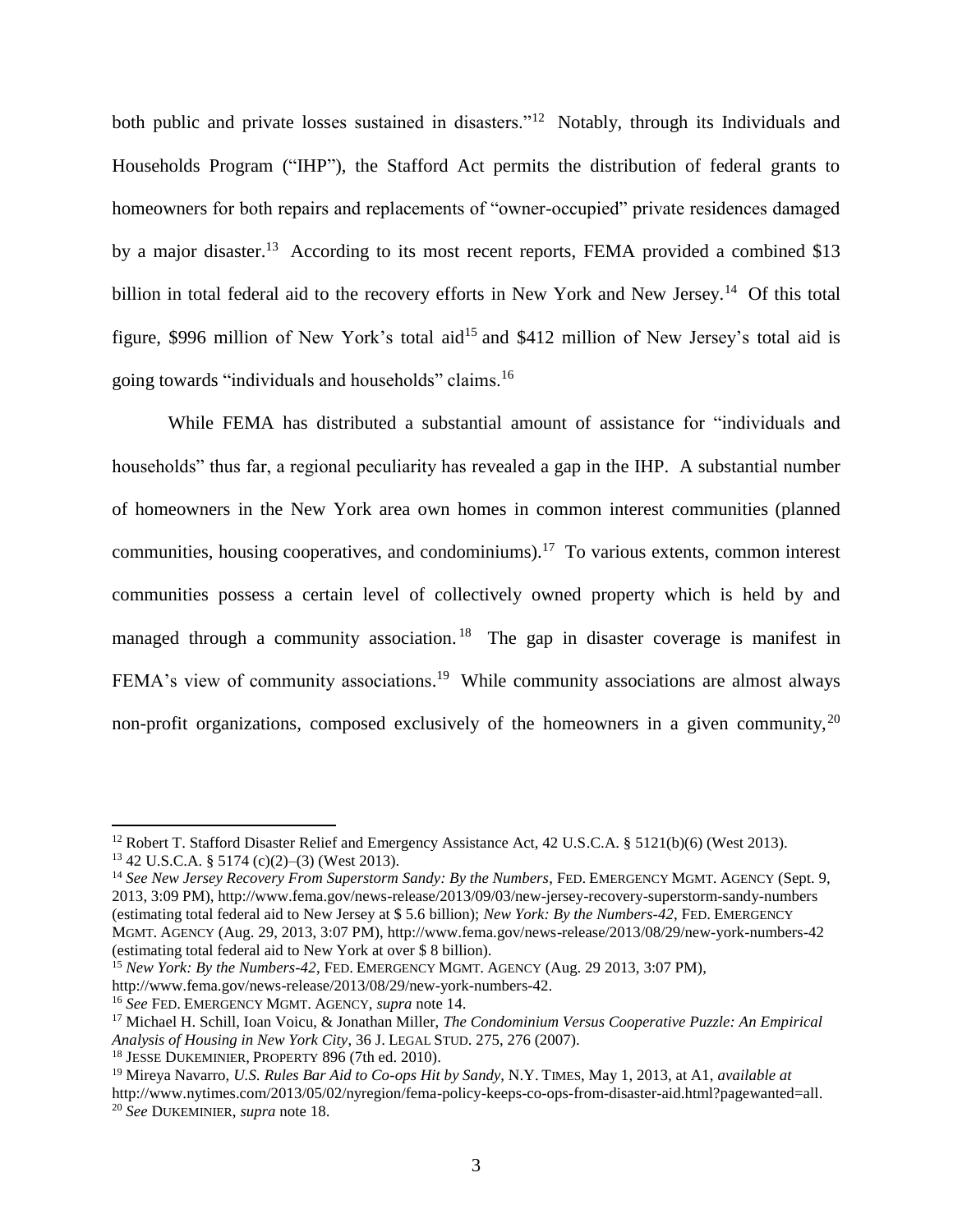both public and private losses sustained in disasters."[12] Notably, through its Individuals and Households Program ("IHP"), the Stafford Act permits the distribution of federal grants to homeowners for both repairs and replacements of "owner-occupied" private residences damaged by a major disaster.[13] According to its most recent reports, FEMA provided a combined $13 billion in total federal aid to the recovery efforts in New York and New Jersey.[14] Of this total figure, $996 million of New York's total aid[15] and $412 million of New Jersey's total aid is going towards "individuals and households" claims.[16]

While FEMA has distributed a substantial amount of assistance for "individuals and households" thus far, a regional peculiarity has revealed a gap in the IHP. A substantial number of homeowners in the New York area own homes in common interest communities (planned communities, housing cooperatives, and condominiums).[17] To various extents, common interest communities possess a certain level of collectively owned property which is held by and managed through a community association.[18] The gap in disaster coverage is manifest in FEMA's view of community associations.[19] While community associations are almost always non-profit organizations, composed exclusively of the homeowners in a given community,[20]

---

[12] Robert T. Stafford Disaster Relief and Emergency Assistance Act, 42 U.S.C.A. § 5121(b)(6) (West 2013).

[13] 42 U.S.C.A. § 5174 (c)(2)–(3) (West 2013).

[14] *See New Jersey Recovery From Superstorm Sandy: By the Numbers*, FED. EMERGENCY MGMT. AGENCY (Sept. 9, 2013, 3:09 PM), http://www.fema.gov/news-release/2013/09/03/new-jersey-recovery-superstorm-sandy-numbers (estimating total federal aid to New Jersey at $ 5.6 billion); *New York: By the Numbers-42*, FED. EMERGENCY MGMT. AGENCY (Aug. 29, 2013, 3:07 PM), http://www.fema.gov/news-release/2013/08/29/new-york-numbers-42 (estimating total federal aid to New York at over $ 8 billion).

[15] *New York: By the Numbers-42*, FED. EMERGENCY MGMT. AGENCY (Aug. 29 2013, 3:07 PM), http://www.fema.gov/news-release/2013/08/29/new-york-numbers-42.

[16] *See* FED. EMERGENCY MGMT. AGENCY, *supra* note 14.

[17] Michael H. Schill, Ioan Voicu, & Jonathan Miller, *The Condominium Versus Cooperative Puzzle: An Empirical Analysis of Housing in New York City*, 36 J. LEGAL STUD. 275, 276 (2007).

[18] JESSE DUKEMINIER, PROPERTY 896 (7th ed. 2010).

[19] Mireya Navarro, *U.S. Rules Bar Aid to Co-ops Hit by Sandy*, N.Y. TIMES, May 1, 2013, at A1, *available at* http://www.nytimes.com/2013/05/02/nyregion/fema-policy-keeps-co-ops-from-disaster-aid.html?pagewanted=all.

[20] *See* DUKEMINIER, *supra* note 18.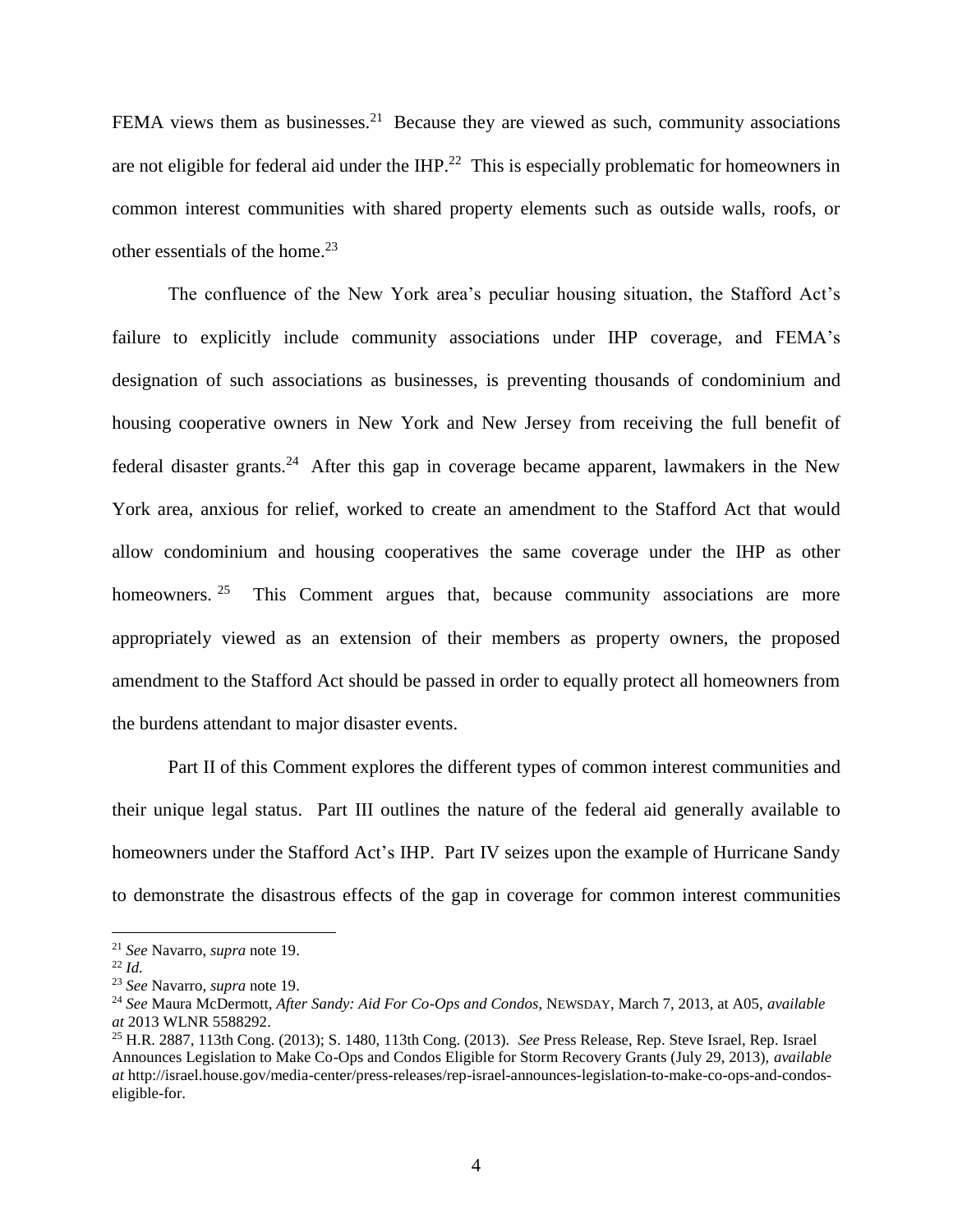FEMA views them as businesses.[21] Because they are viewed as such, community associations are not eligible for federal aid under the IHP.[22] This is especially problematic for homeowners in common interest communities with shared property elements such as outside walls, roofs, or other essentials of the home.[23]

The confluence of the New York area's peculiar housing situation, the Stafford Act's failure to explicitly include community associations under IHP coverage, and FEMA's designation of such associations as businesses, is preventing thousands of condominium and housing cooperative owners in New York and New Jersey from receiving the full benefit of federal disaster grants.[24] After this gap in coverage became apparent, lawmakers in the New York area, anxious for relief, worked to create an amendment to the Stafford Act that would allow condominium and housing cooperatives the same coverage under the IHP as other homeowners.[25] This Comment argues that, because community associations are more appropriately viewed as an extension of their members as property owners, the proposed amendment to the Stafford Act should be passed in order to equally protect all homeowners from the burdens attendant to major disaster events.

Part II of this Comment explores the different types of common interest communities and their unique legal status. Part III outlines the nature of the federal aid generally available to homeowners under the Stafford Act's IHP. Part IV seizes upon the example of Hurricane Sandy to demonstrate the disastrous effects of the gap in coverage for common interest communities

---

[21] *See* Navarro, *supra* note 19.

[22] *Id.*

[23] *See* Navarro, *supra* note 19.

[24] *See* Maura McDermott, *After Sandy: Aid For Co-Ops and Condos*, NEWSDAY, March 7, 2013, at A05, *available at* 2013 WLNR 5588292.

[25] H.R. 2887, 113th Cong. (2013); S. 1480, 113th Cong. (2013). *See* Press Release, Rep. Steve Israel, Rep. Israel Announces Legislation to Make Co-Ops and Condos Eligible for Storm Recovery Grants (July 29, 2013), *available at* http://israel.house.gov/media-center/press-releases/rep-israel-announces-legislation-to-make-co-ops-and-condos-eligible-for.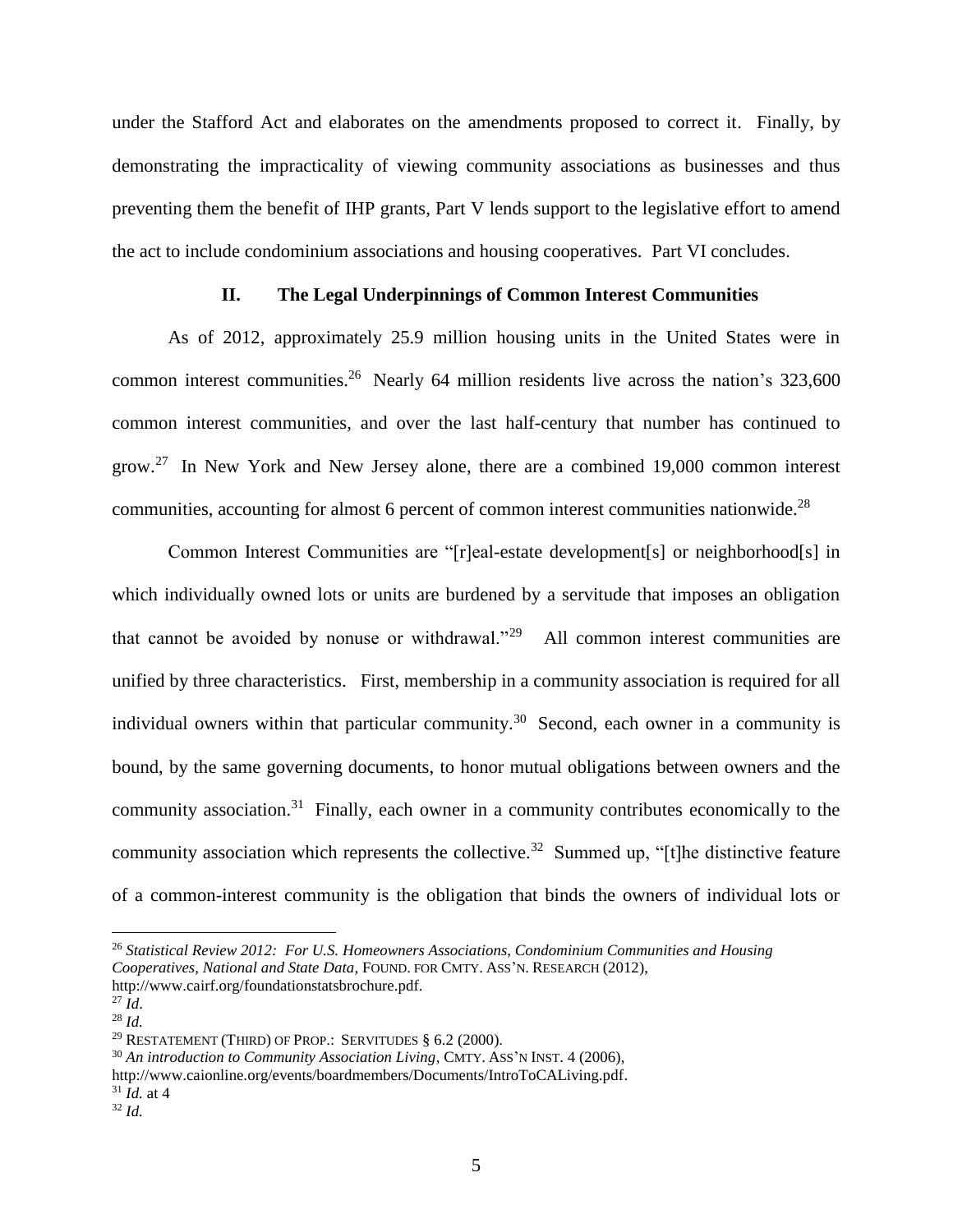under the Stafford Act and elaborates on the amendments proposed to correct it. Finally, by demonstrating the impracticality of viewing community associations as businesses and thus preventing them the benefit of IHP grants, Part V lends support to the legislative effort to amend the act to include condominium associations and housing cooperatives. Part VI concludes.

## II. The Legal Underpinnings of Common Interest Communities

As of 2012, approximately 25.9 million housing units in the United States were in common interest communities.[26] Nearly 64 million residents live across the nation's 323,600 common interest communities, and over the last half-century that number has continued to grow.[27] In New York and New Jersey alone, there are a combined 19,000 common interest communities, accounting for almost 6 percent of common interest communities nationwide.[28]

Common Interest Communities are "[r]eal-estate development[s] or neighborhood[s] in which individually owned lots or units are burdened by a servitude that imposes an obligation that cannot be avoided by nonuse or withdrawal."[29] All common interest communities are unified by three characteristics. First, membership in a community association is required for all individual owners within that particular community.[30] Second, each owner in a community is bound, by the same governing documents, to honor mutual obligations between owners and the community association.[31] Finally, each owner in a community contributes economically to the community association which represents the collective.[32] Summed up, "[t]he distinctive feature of a common-interest community is the obligation that binds the owners of individual lots or

---

[26] *Statistical Review 2012: For U.S. Homeowners Associations, Condominium Communities and Housing Cooperatives, National and State Data*, FOUND. FOR CMTY. ASS'N. RESEARCH (2012), http://www.cairf.org/foundationstatsbrochure.pdf.

[27] *Id.*

[28] *Id.*

[29] RESTATEMENT (THIRD) OF PROP.: SERVITUDES § 6.2 (2000).

[30] *An introduction to Community Association Living*, CMTY. ASS'N INST. 4 (2006), http://www.caionline.org/events/boardmembers/Documents/IntroToCALiving.pdf.

[31] *Id.* at 4

[32] *Id.*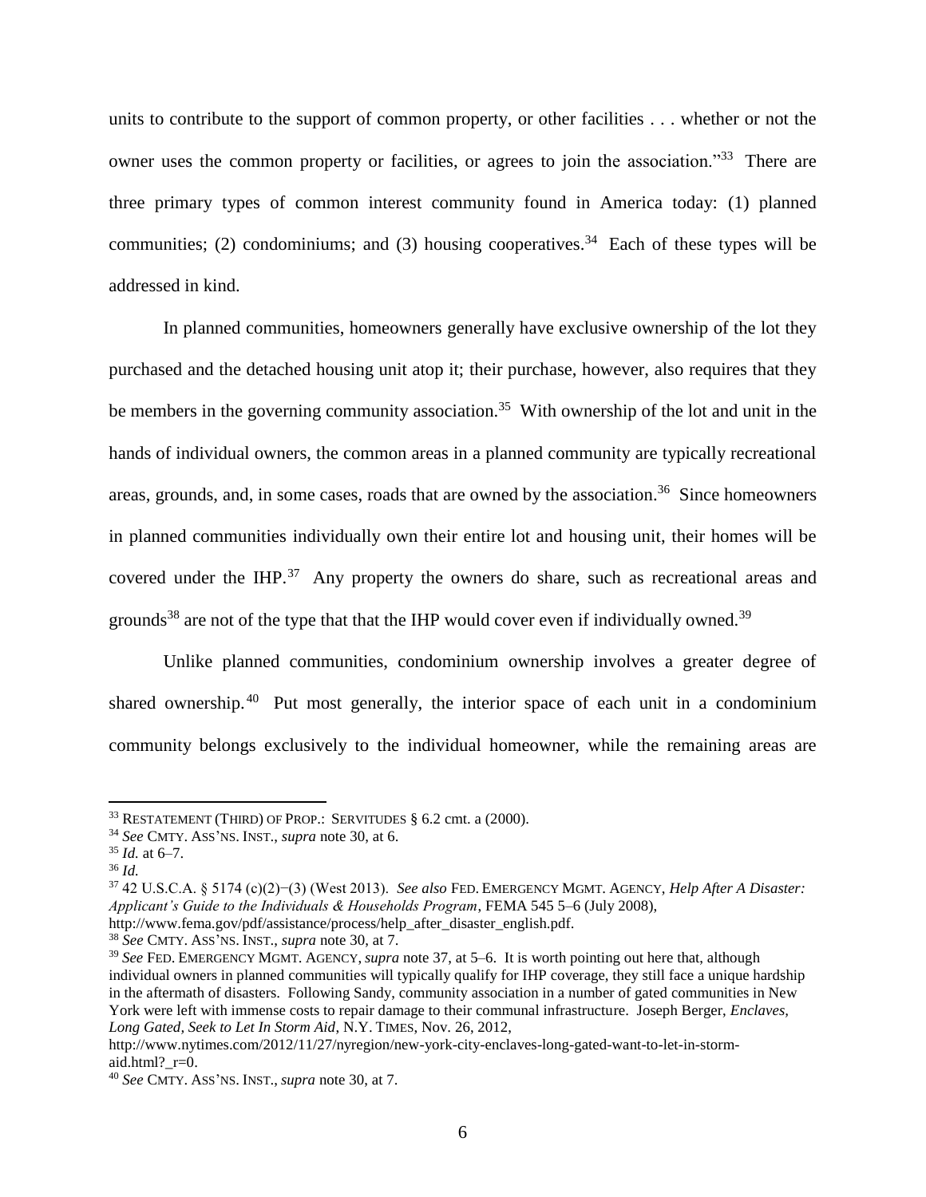units to contribute to the support of common property, or other facilities . . . whether or not the owner uses the common property or facilities, or agrees to join the association."[33] There are three primary types of common interest community found in America today: (1) planned communities; (2) condominiums; and (3) housing cooperatives.[34] Each of these types will be addressed in kind.

In planned communities, homeowners generally have exclusive ownership of the lot they purchased and the detached housing unit atop it; their purchase, however, also requires that they be members in the governing community association.[35] With ownership of the lot and unit in the hands of individual owners, the common areas in a planned community are typically recreational areas, grounds, and, in some cases, roads that are owned by the association.[36] Since homeowners in planned communities individually own their entire lot and housing unit, their homes will be covered under the IHP.[37] Any property the owners do share, such as recreational areas and grounds[38] are not of the type that that the IHP would cover even if individually owned.[39]

Unlike planned communities, condominium ownership involves a greater degree of shared ownership.[40] Put most generally, the interior space of each unit in a condominium community belongs exclusively to the individual homeowner, while the remaining areas are

---

[33] RESTATEMENT (THIRD) OF PROP.: SERVITUDES § 6.2 cmt. a (2000).

[34] *See* CMTY. ASS'NS. INST., *supra* note 30, at 6.

[35] *Id.* at 6–7.

[36] *Id.*

[37] 42 U.S.C.A. § 5174 (c)(2)−(3) (West 2013). *See also* FED. EMERGENCY MGMT. AGENCY, *Help After A Disaster: Applicant's Guide to the Individuals & Households Program*, FEMA 545 5–6 (July 2008), http://www.fema.gov/pdf/assistance/process/help_after_disaster_english.pdf.

[38] *See* CMTY. ASS'NS. INST., *supra* note 30, at 7.

[39] *See* FED. EMERGENCY MGMT. AGENCY, *supra* note 37, at 5–6. It is worth pointing out here that, although individual owners in planned communities will typically qualify for IHP coverage, they still face a unique hardship in the aftermath of disasters. Following Sandy, community association in a number of gated communities in New York were left with immense costs to repair damage to their communal infrastructure. Joseph Berger, *Enclaves, Long Gated, Seek to Let In Storm Aid*, N.Y. TIMES, Nov. 26, 2012, http://www.nytimes.com/2012/11/27/nyregion/new-york-city-enclaves-long-gated-want-to-let-in-storm-aid.html?_r=0.

[40] *See* CMTY. ASS'NS. INST., *supra* note 30, at 7.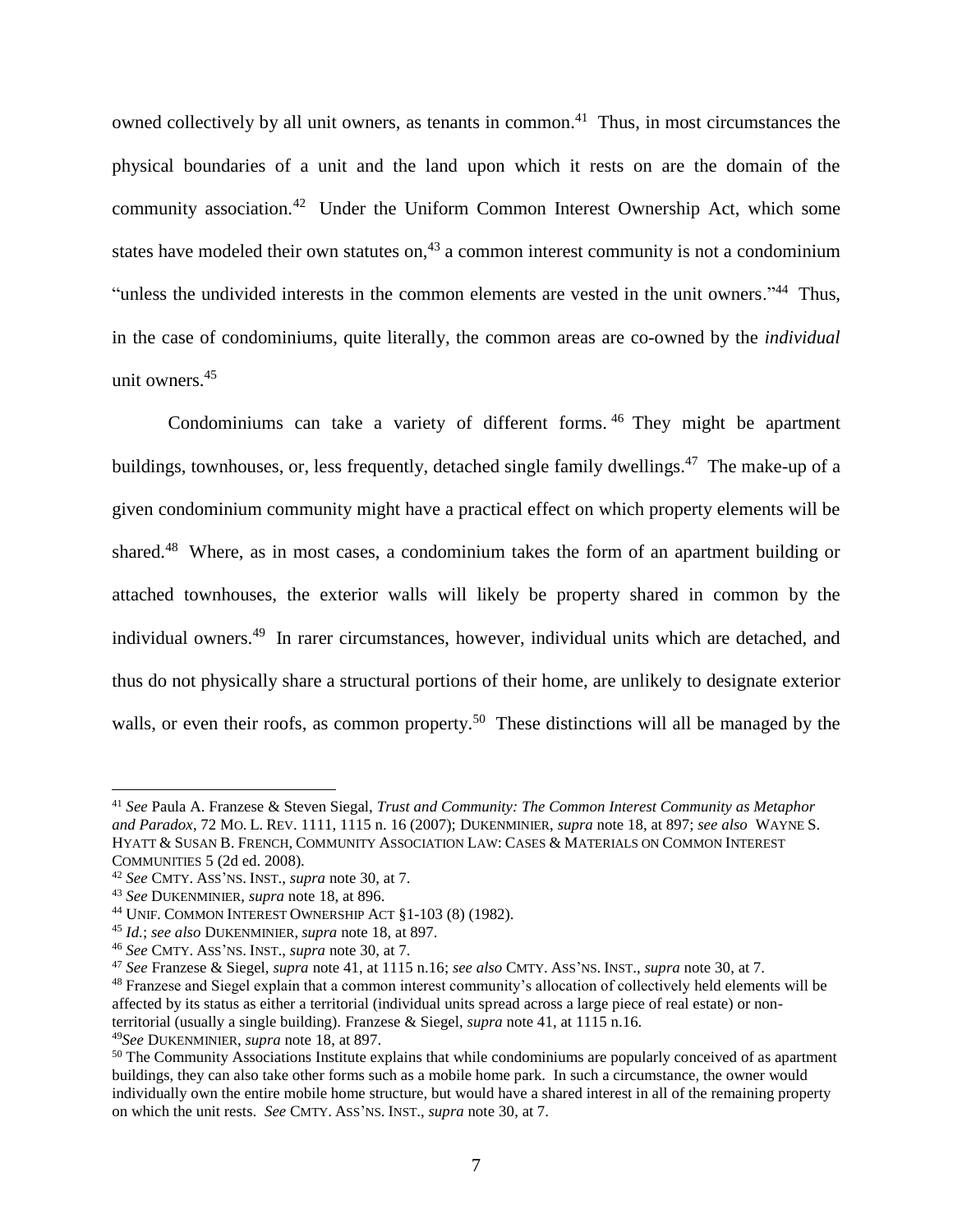owned collectively by all unit owners, as tenants in common.[41] Thus, in most circumstances the physical boundaries of a unit and the land upon which it rests on are the domain of the community association.[42] Under the Uniform Common Interest Ownership Act, which some states have modeled their own statutes on,[43] a common interest community is not a condominium "unless the undivided interests in the common elements are vested in the unit owners."[44] Thus, in the case of condominiums, quite literally, the common areas are co-owned by the *individual* unit owners.[45]

Condominiums can take a variety of different forms.[46] They might be apartment buildings, townhouses, or, less frequently, detached single family dwellings.[47] The make-up of a given condominium community might have a practical effect on which property elements will be shared.[48] Where, as in most cases, a condominium takes the form of an apartment building or attached townhouses, the exterior walls will likely be property shared in common by the individual owners.[49] In rarer circumstances, however, individual units which are detached, and thus do not physically share a structural portions of their home, are unlikely to designate exterior walls, or even their roofs, as common property.[50] These distinctions will all be managed by the

---

[41] *See* Paula A. Franzese & Steven Siegal, *Trust and Community: The Common Interest Community as Metaphor and Paradox*, 72 MO. L. REV. 1111, 1115 n. 16 (2007); DUKENMINIER, *supra* note 18, at 897; *see also* WAYNE S. HYATT & SUSAN B. FRENCH, COMMUNITY ASSOCIATION LAW: CASES & MATERIALS ON COMMON INTEREST COMMUNITIES 5 (2d ed. 2008).

[42] *See* CMTY. ASS'NS. INST., *supra* note 30, at 7.

[43] *See* DUKENMINIER, *supra* note 18, at 896.

[44] UNIF. COMMON INTEREST OWNERSHIP ACT §1-103 (8) (1982).

[45] *Id.*; *see also* DUKENMINIER, *supra* note 18, at 897.

[46] *See* CMTY. ASS'NS. INST., *supra* note 30, at 7.

[47] *See* Franzese & Siegel, *supra* note 41, at 1115 n.16; *see also* CMTY. ASS'NS. INST., *supra* note 30, at 7.

[48] Franzese and Siegel explain that a common interest community's allocation of collectively held elements will be affected by its status as either a territorial (individual units spread across a large piece of real estate) or non-territorial (usually a single building). Franzese & Siegel, *supra* note 41, at 1115 n.16.

[49] *See* DUKENMINIER, *supra* note 18, at 897.

[50] The Community Associations Institute explains that while condominiums are popularly conceived of as apartment buildings, they can also take other forms such as a mobile home park. In such a circumstance, the owner would individually own the entire mobile home structure, but would have a shared interest in all of the remaining property on which the unit rests. *See* CMTY. ASS'NS. INST., *supra* note 30, at 7.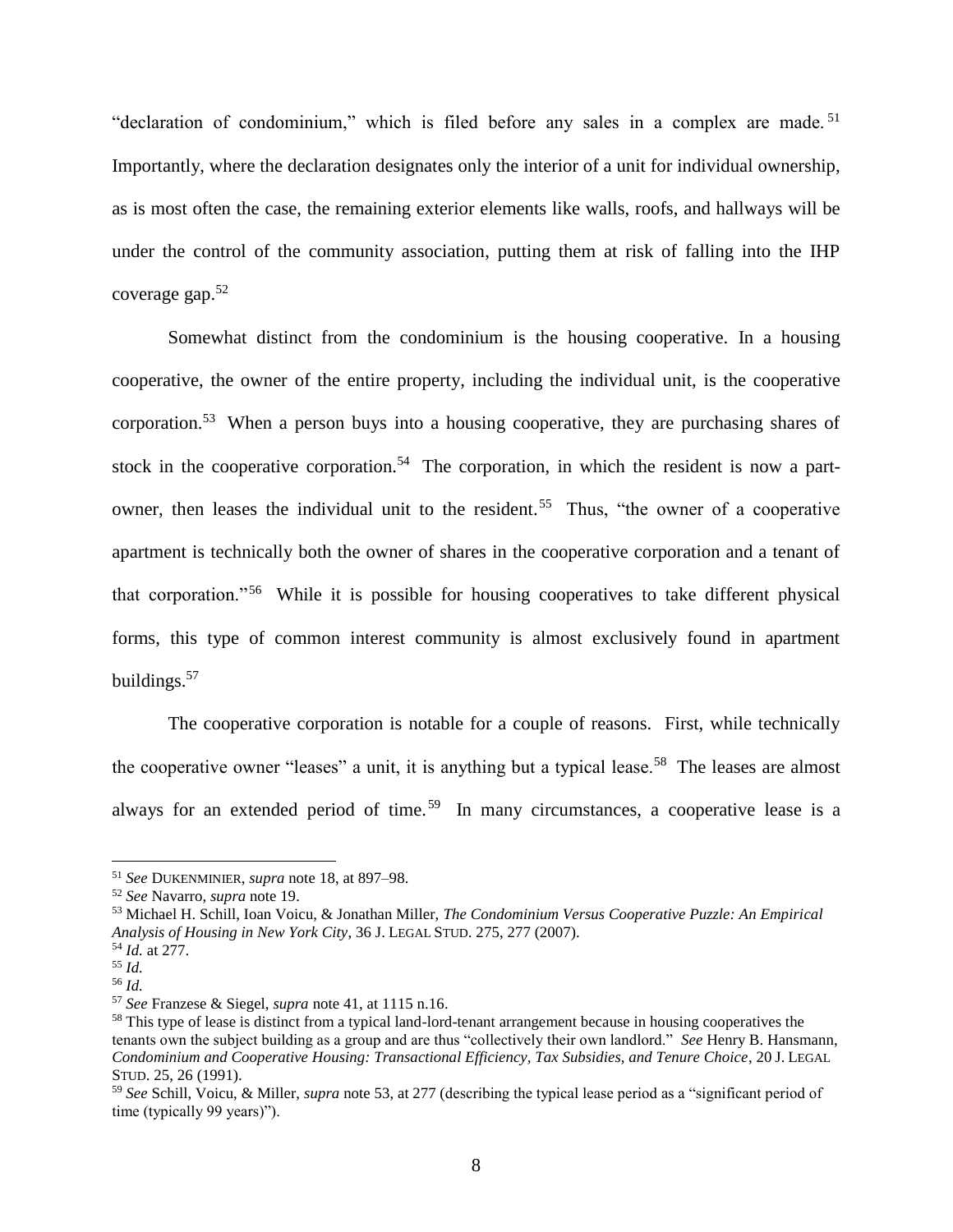"declaration of condominium," which is filed before any sales in a complex are made.[51] Importantly, where the declaration designates only the interior of a unit for individual ownership, as is most often the case, the remaining exterior elements like walls, roofs, and hallways will be under the control of the community association, putting them at risk of falling into the IHP coverage gap.[52]

Somewhat distinct from the condominium is the housing cooperative. In a housing cooperative, the owner of the entire property, including the individual unit, is the cooperative corporation.[53] When a person buys into a housing cooperative, they are purchasing shares of stock in the cooperative corporation.[54] The corporation, in which the resident is now a part-owner, then leases the individual unit to the resident.[55] Thus, "the owner of a cooperative apartment is technically both the owner of shares in the cooperative corporation and a tenant of that corporation."[56] While it is possible for housing cooperatives to take different physical forms, this type of common interest community is almost exclusively found in apartment buildings.[57]

The cooperative corporation is notable for a couple of reasons. First, while technically the cooperative owner "leases" a unit, it is anything but a typical lease.[58] The leases are almost always for an extended period of time.[59] In many circumstances, a cooperative lease is a

---

[51] *See* DUKENMINIER, *supra* note 18, at 897–98.

[52] *See* Navarro, *supra* note 19.

[53] Michael H. Schill, Ioan Voicu, & Jonathan Miller, *The Condominium Versus Cooperative Puzzle: An Empirical Analysis of Housing in New York City*, 36 J. LEGAL STUD. 275, 277 (2007).

[54] *Id.* at 277.

[55] *Id.*

[56] *Id.*

[57] *See* Franzese & Siegel, *supra* note 41, at 1115 n.16.

[58] This type of lease is distinct from a typical land-lord-tenant arrangement because in housing cooperatives the tenants own the subject building as a group and are thus "collectively their own landlord." *See* Henry B. Hansmann, *Condominium and Cooperative Housing: Transactional Efficiency, Tax Subsidies, and Tenure Choice*, 20 J. LEGAL STUD. 25, 26 (1991).

[59] *See* Schill, Voicu, & Miller, *supra* note 53, at 277 (describing the typical lease period as a "significant period of time (typically 99 years)").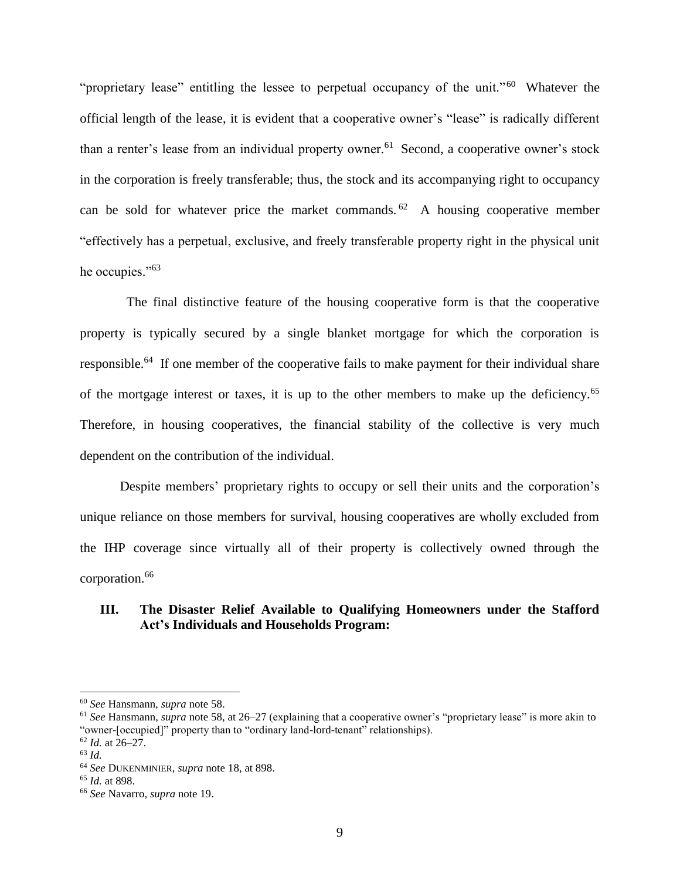"proprietary lease" entitling the lessee to perpetual occupancy of the unit."[60] Whatever the official length of the lease, it is evident that a cooperative owner's "lease" is radically different than a renter's lease from an individual property owner.[61] Second, a cooperative owner's stock in the corporation is freely transferable; thus, the stock and its accompanying right to occupancy can be sold for whatever price the market commands.[62] A housing cooperative member "effectively has a perpetual, exclusive, and freely transferable property right in the physical unit he occupies."[63]

The final distinctive feature of the housing cooperative form is that the cooperative property is typically secured by a single blanket mortgage for which the corporation is responsible.[64] If one member of the cooperative fails to make payment for their individual share of the mortgage interest or taxes, it is up to the other members to make up the deficiency.[65] Therefore, in housing cooperatives, the financial stability of the collective is very much dependent on the contribution of the individual.

Despite members' proprietary rights to occupy or sell their units and the corporation's unique reliance on those members for survival, housing cooperatives are wholly excluded from the IHP coverage since virtually all of their property is collectively owned through the corporation.[66]

## III. The Disaster Relief Available to Qualifying Homeowners under the Stafford Act's Individuals and Households Program:

---

[60] *See* Hansmann, *supra* note 58.

[61] *See* Hansmann, *supra* note 58, at 26–27 (explaining that a cooperative owner's "proprietary lease" is more akin to "owner-[occupied]" property than to "ordinary land-lord-tenant" relationships).

[62] *Id.* at 26–27.

[63] *Id.*

[64] *See* DUKENMINIER, *supra* note 18, at 898.

[65] *Id.* at 898.

[66] *See* Navarro, *supra* note 19.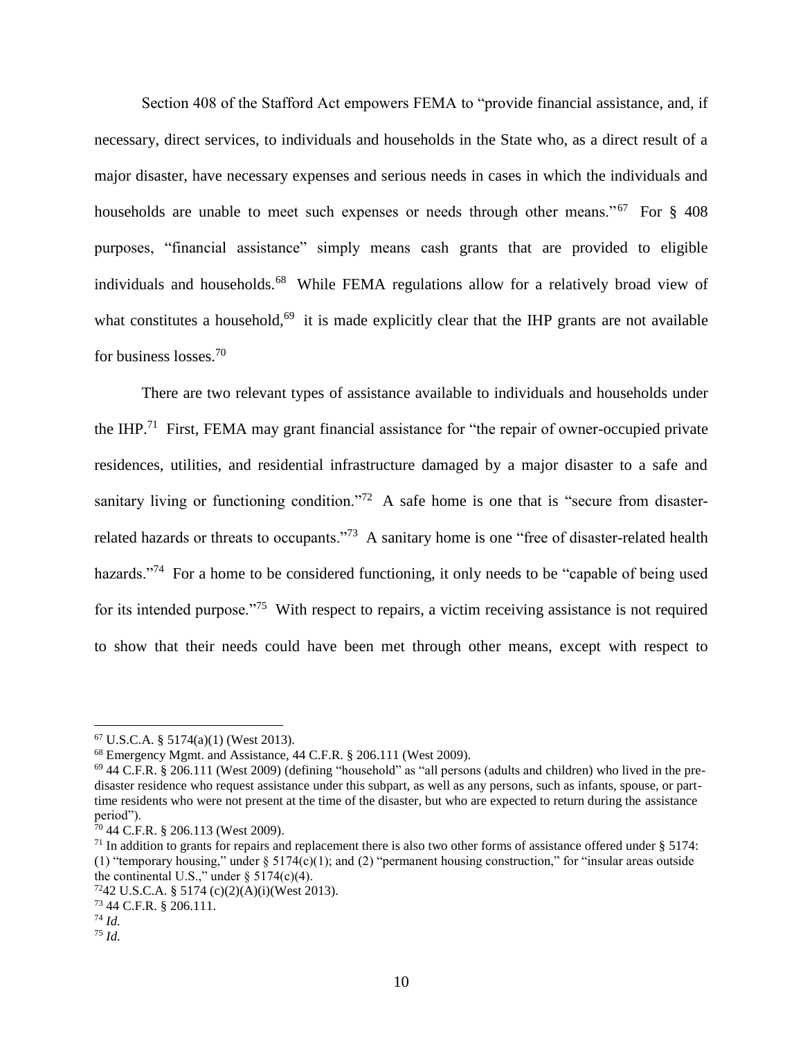Section 408 of the Stafford Act empowers FEMA to "provide financial assistance, and, if necessary, direct services, to individuals and households in the State who, as a direct result of a major disaster, have necessary expenses and serious needs in cases in which the individuals and households are unable to meet such expenses or needs through other means."[67] For § 408 purposes, "financial assistance" simply means cash grants that are provided to eligible individuals and households.[68] While FEMA regulations allow for a relatively broad view of what constitutes a household,[69] it is made explicitly clear that the IHP grants are not available for business losses.[70]

There are two relevant types of assistance available to individuals and households under the IHP.[71] First, FEMA may grant financial assistance for "the repair of owner-occupied private residences, utilities, and residential infrastructure damaged by a major disaster to a safe and sanitary living or functioning condition."[72] A safe home is one that is "secure from disaster-related hazards or threats to occupants."[73] A sanitary home is one "free of disaster-related health hazards."[74] For a home to be considered functioning, it only needs to be "capable of being used for its intended purpose."[75] With respect to repairs, a victim receiving assistance is not required to show that their needs could have been met through other means, except with respect to

---

[67] U.S.C.A. § 5174(a)(1) (West 2013).

[68] Emergency Mgmt. and Assistance, 44 C.F.R. § 206.111 (West 2009).

[69] 44 C.F.R. § 206.111 (West 2009) (defining "household" as "all persons (adults and children) who lived in the pre-disaster residence who request assistance under this subpart, as well as any persons, such as infants, spouse, or part-time residents who were not present at the time of the disaster, but who are expected to return during the assistance period").

[70] 44 C.F.R. § 206.113 (West 2009).

[71] In addition to grants for repairs and replacement there is also two other forms of assistance offered under § 5174: (1) "temporary housing," under § 5174(c)(1); and (2) "permanent housing construction," for "insular areas outside the continental U.S.," under § 5174(c)(4).

[72] 42 U.S.C.A. § 5174 (c)(2)(A)(i)(West 2013).

[73] 44 C.F.R. § 206.111.

[74] *Id.*

[75] *Id.*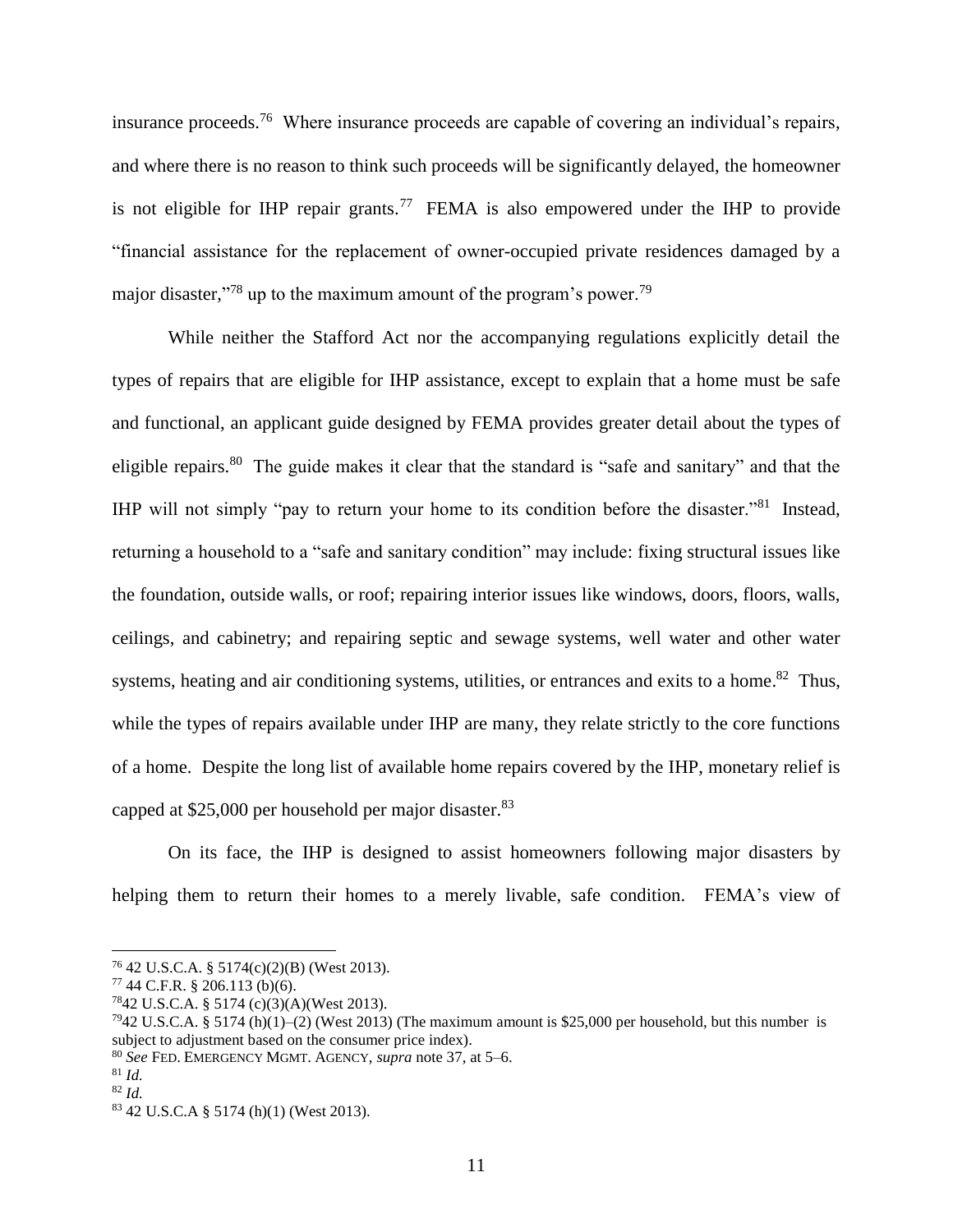insurance proceeds.[76] Where insurance proceeds are capable of covering an individual's repairs, and where there is no reason to think such proceeds will be significantly delayed, the homeowner is not eligible for IHP repair grants.[77] FEMA is also empowered under the IHP to provide "financial assistance for the replacement of owner-occupied private residences damaged by a major disaster,"[78] up to the maximum amount of the program's power.[79]

While neither the Stafford Act nor the accompanying regulations explicitly detail the types of repairs that are eligible for IHP assistance, except to explain that a home must be safe and functional, an applicant guide designed by FEMA provides greater detail about the types of eligible repairs.[80] The guide makes it clear that the standard is "safe and sanitary" and that the IHP will not simply "pay to return your home to its condition before the disaster."[81] Instead, returning a household to a "safe and sanitary condition" may include: fixing structural issues like the foundation, outside walls, or roof; repairing interior issues like windows, doors, floors, walls, ceilings, and cabinetry; and repairing septic and sewage systems, well water and other water systems, heating and air conditioning systems, utilities, or entrances and exits to a home.[82] Thus, while the types of repairs available under IHP are many, they relate strictly to the core functions of a home. Despite the long list of available home repairs covered by the IHP, monetary relief is capped at $25,000 per household per major disaster.[83]

On its face, the IHP is designed to assist homeowners following major disasters by helping them to return their homes to a merely livable, safe condition. FEMA's view of

---

[76] 42 U.S.C.A. § 5174(c)(2)(B) (West 2013).

[77] 44 C.F.R. § 206.113 (b)(6).

[78] 42 U.S.C.A. § 5174 (c)(3)(A)(West 2013).

[79] 42 U.S.C.A. § 5174 (h)(1)–(2) (West 2013) (The maximum amount is $25,000 per household, but this number is subject to adjustment based on the consumer price index).

[80] *See* FED. EMERGENCY MGMT. AGENCY, *supra* note 37, at 5–6.

[81] *Id.*

[82] *Id.*

[83] 42 U.S.C.A § 5174 (h)(1) (West 2013).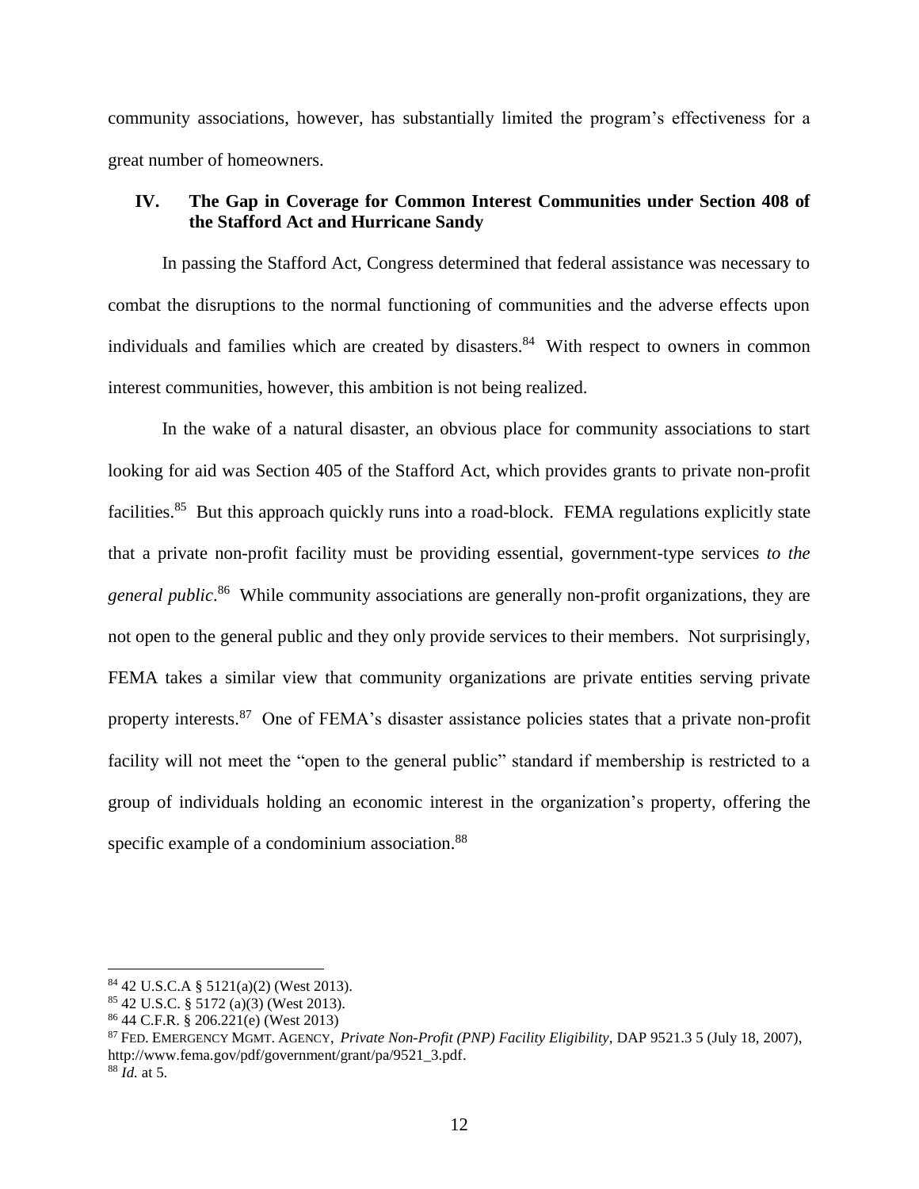community associations, however, has substantially limited the program's effectiveness for a great number of homeowners.

## IV. The Gap in Coverage for Common Interest Communities under Section 408 of the Stafford Act and Hurricane Sandy

In passing the Stafford Act, Congress determined that federal assistance was necessary to combat the disruptions to the normal functioning of communities and the adverse effects upon individuals and families which are created by disasters.[84] With respect to owners in common interest communities, however, this ambition is not being realized.

In the wake of a natural disaster, an obvious place for community associations to start looking for aid was Section 405 of the Stafford Act, which provides grants to private non-profit facilities.[85] But this approach quickly runs into a road-block. FEMA regulations explicitly state that a private non-profit facility must be providing essential, government-type services *to the general public*.[86] While community associations are generally non-profit organizations, they are not open to the general public and they only provide services to their members. Not surprisingly, FEMA takes a similar view that community organizations are private entities serving private property interests.[87] One of FEMA's disaster assistance policies states that a private non-profit facility will not meet the "open to the general public" standard if membership is restricted to a group of individuals holding an economic interest in the organization's property, offering the specific example of a condominium association.[88]

---

[84] 42 U.S.C.A § 5121(a)(2) (West 2013).

[85] 42 U.S.C. § 5172 (a)(3) (West 2013).

[86] 44 C.F.R. § 206.221(e) (West 2013)

[87] FED. EMERGENCY MGMT. AGENCY, *Private Non-Profit (PNP) Facility Eligibility*, DAP 9521.3 5 (July 18, 2007), http://www.fema.gov/pdf/government/grant/pa/9521_3.pdf.

[88] *Id.* at 5.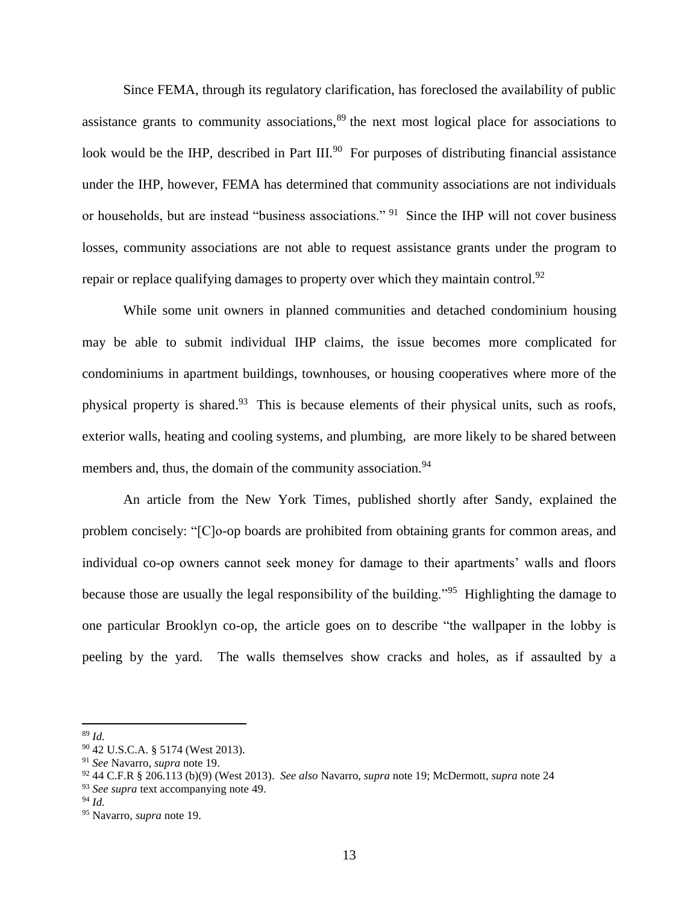Since FEMA, through its regulatory clarification, has foreclosed the availability of public assistance grants to community associations,[89] the next most logical place for associations to look would be the IHP, described in Part III.[90] For purposes of distributing financial assistance under the IHP, however, FEMA has determined that community associations are not individuals or households, but are instead "business associations." [91] Since the IHP will not cover business losses, community associations are not able to request assistance grants under the program to repair or replace qualifying damages to property over which they maintain control.[92]

While some unit owners in planned communities and detached condominium housing may be able to submit individual IHP claims, the issue becomes more complicated for condominiums in apartment buildings, townhouses, or housing cooperatives where more of the physical property is shared.[93] This is because elements of their physical units, such as roofs, exterior walls, heating and cooling systems, and plumbing, are more likely to be shared between members and, thus, the domain of the community association.[94]

An article from the New York Times, published shortly after Sandy, explained the problem concisely: "[C]o-op boards are prohibited from obtaining grants for common areas, and individual co-op owners cannot seek money for damage to their apartments' walls and floors because those are usually the legal responsibility of the building."[95] Highlighting the damage to one particular Brooklyn co-op, the article goes on to describe "the wallpaper in the lobby is peeling by the yard. The walls themselves show cracks and holes, as if assaulted by a

---

[89] *Id.*

[90] 42 U.S.C.A. § 5174 (West 2013).

[91] *See* Navarro, *supra* note 19.

[92] 44 C.F.R § 206.113 (b)(9) (West 2013). *See also* Navarro, *supra* note 19; McDermott, *supra* note 24

[93] *See supra* text accompanying note 49.

[94] *Id.*

[95] Navarro, *supra* note 19.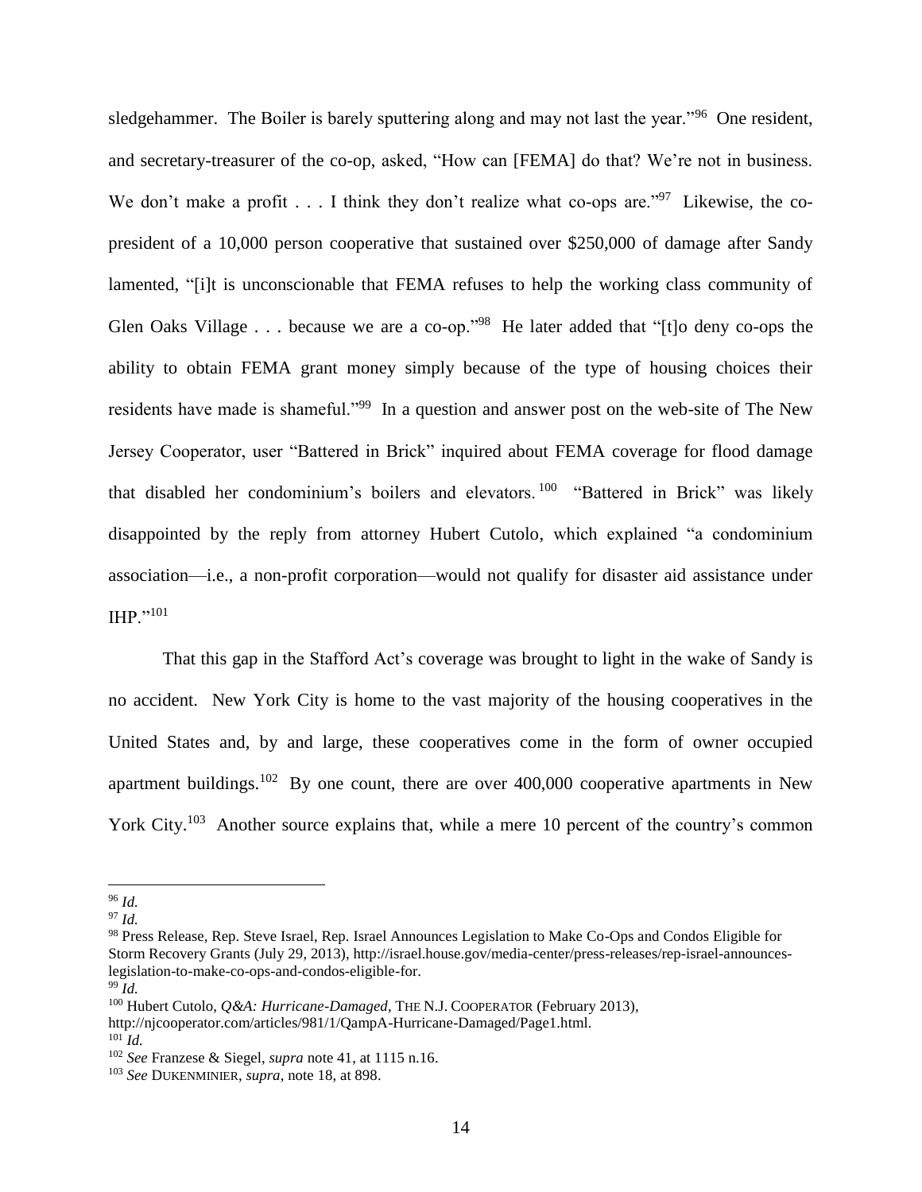sledgehammer. The Boiler is barely sputtering along and may not last the year."[96] One resident, and secretary-treasurer of the co-op, asked, "How can [FEMA] do that? We're not in business. We don't make a profit . . . I think they don't realize what co-ops are."[97] Likewise, the co-president of a 10,000 person cooperative that sustained over $250,000 of damage after Sandy lamented, "[i]t is unconscionable that FEMA refuses to help the working class community of Glen Oaks Village . . . because we are a co-op."[98] He later added that "[t]o deny co-ops the ability to obtain FEMA grant money simply because of the type of housing choices their residents have made is shameful."[99] In a question and answer post on the web-site of The New Jersey Cooperator, user "Battered in Brick" inquired about FEMA coverage for flood damage that disabled her condominium's boilers and elevators.[100] "Battered in Brick" was likely disappointed by the reply from attorney Hubert Cutolo, which explained "a condominium association—i.e., a non-profit corporation—would not qualify for disaster aid assistance under IHP."[101]

That this gap in the Stafford Act's coverage was brought to light in the wake of Sandy is no accident. New York City is home to the vast majority of the housing cooperatives in the United States and, by and large, these cooperatives come in the form of owner occupied apartment buildings.[102] By one count, there are over 400,000 cooperative apartments in New York City.[103] Another source explains that, while a mere 10 percent of the country's common

---

[96] *Id.*

[97] *Id.*

[98] Press Release, Rep. Steve Israel, Rep. Israel Announces Legislation to Make Co-Ops and Condos Eligible for Storm Recovery Grants (July 29, 2013), http://israel.house.gov/media-center/press-releases/rep-israel-announces-legislation-to-make-co-ops-and-condos-eligible-for.

[99] *Id.*

[100] Hubert Cutolo, *Q&A: Hurricane-Damaged*, THE N.J. COOPERATOR (February 2013), http://njcooperator.com/articles/981/1/QampA-Hurricane-Damaged/Page1.html.

[101] *Id.*

[102] *See* Franzese & Siegel, *supra* note 41, at 1115 n.16.

[103] *See* DUKENMINIER, *supra*, note 18, at 898.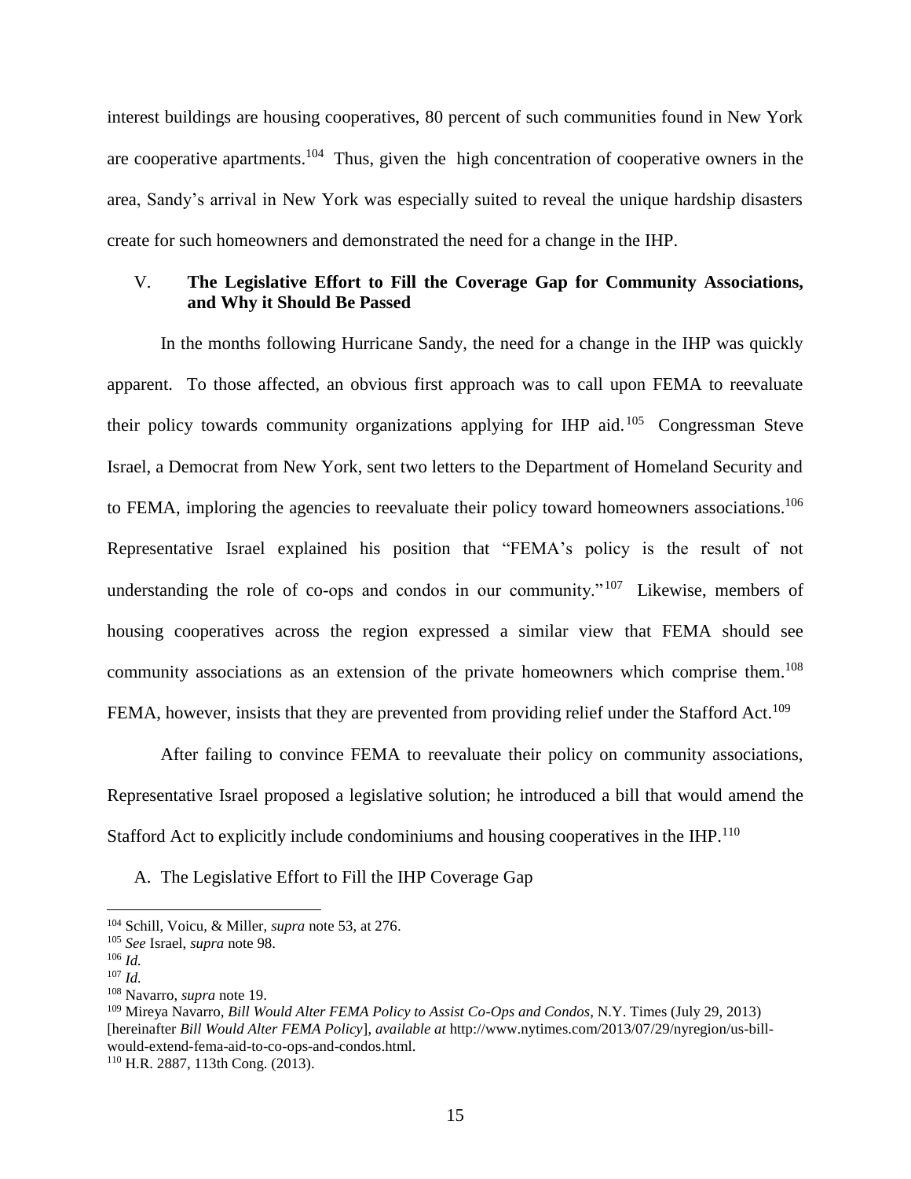interest buildings are housing cooperatives, 80 percent of such communities found in New York are cooperative apartments.[104] Thus, given the high concentration of cooperative owners in the area, Sandy's arrival in New York was especially suited to reveal the unique hardship disasters create for such homeowners and demonstrated the need for a change in the IHP.

## V. The Legislative Effort to Fill the Coverage Gap for Community Associations, and Why it Should Be Passed

In the months following Hurricane Sandy, the need for a change in the IHP was quickly apparent. To those affected, an obvious first approach was to call upon FEMA to reevaluate their policy towards community organizations applying for IHP aid.[105] Congressman Steve Israel, a Democrat from New York, sent two letters to the Department of Homeland Security and to FEMA, imploring the agencies to reevaluate their policy toward homeowners associations.[106] Representative Israel explained his position that "FEMA's policy is the result of not understanding the role of co-ops and condos in our community."[107] Likewise, members of housing cooperatives across the region expressed a similar view that FEMA should see community associations as an extension of the private homeowners which comprise them.[108] FEMA, however, insists that they are prevented from providing relief under the Stafford Act.[109]

After failing to convince FEMA to reevaluate their policy on community associations, Representative Israel proposed a legislative solution; he introduced a bill that would amend the Stafford Act to explicitly include condominiums and housing cooperatives in the IHP.[110]

### A. The Legislative Effort to Fill the IHP Coverage Gap

---

[104] Schill, Voicu, & Miller, *supra* note 53, at 276.

[105] *See* Israel, *supra* note 98.

[106] *Id.*

[107] *Id.*

[108] Navarro, *supra* note 19.

[109] Mireya Navarro, *Bill Would Alter FEMA Policy to Assist Co-Ops and Condos*, N.Y. Times (July 29, 2013) [hereinafter *Bill Would Alter FEMA Policy*], *available at* http://www.nytimes.com/2013/07/29/nyregion/us-bill-would-extend-fema-aid-to-co-ops-and-condos.html.

[110] H.R. 2887, 113th Cong. (2013).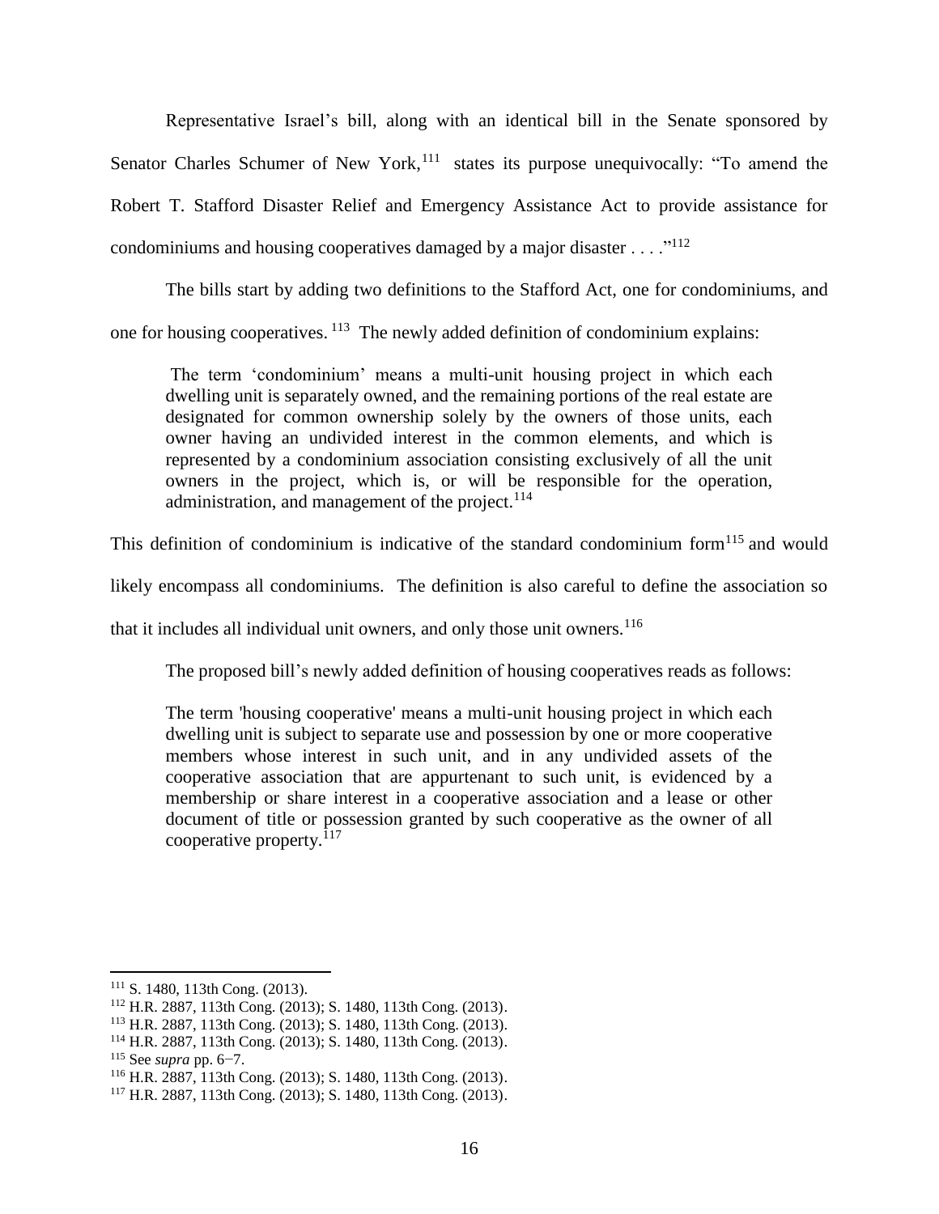Representative Israel's bill, along with an identical bill in the Senate sponsored by Senator Charles Schumer of New York,[111] states its purpose unequivocally: "To amend the Robert T. Stafford Disaster Relief and Emergency Assistance Act to provide assistance for condominiums and housing cooperatives damaged by a major disaster . . . ."[112]

The bills start by adding two definitions to the Stafford Act, one for condominiums, and one for housing cooperatives.[113] The newly added definition of condominium explains:

> The term 'condominium' means a multi-unit housing project in which each dwelling unit is separately owned, and the remaining portions of the real estate are designated for common ownership solely by the owners of those units, each owner having an undivided interest in the common elements, and which is represented by a condominium association consisting exclusively of all the unit owners in the project, which is, or will be responsible for the operation, administration, and management of the project.[114]

This definition of condominium is indicative of the standard condominium form[115] and would likely encompass all condominiums. The definition is also careful to define the association so that it includes all individual unit owners, and only those unit owners.[116]

The proposed bill's newly added definition of housing cooperatives reads as follows:

> The term 'housing cooperative' means a multi-unit housing project in which each dwelling unit is subject to separate use and possession by one or more cooperative members whose interest in such unit, and in any undivided assets of the cooperative association that are appurtenant to such unit, is evidenced by a membership or share interest in a cooperative association and a lease or other document of title or possession granted by such cooperative as the owner of all cooperative property.[117]

---

[111] S. 1480, 113th Cong. (2013).

[112] H.R. 2887, 113th Cong. (2013); S. 1480, 113th Cong. (2013).

[113] H.R. 2887, 113th Cong. (2013); S. 1480, 113th Cong. (2013).

[114] H.R. 2887, 113th Cong. (2013); S. 1480, 113th Cong. (2013).

[115] See *supra* pp. 6−7.

[116] H.R. 2887, 113th Cong. (2013); S. 1480, 113th Cong. (2013).

[117] H.R. 2887, 113th Cong. (2013); S. 1480, 113th Cong. (2013).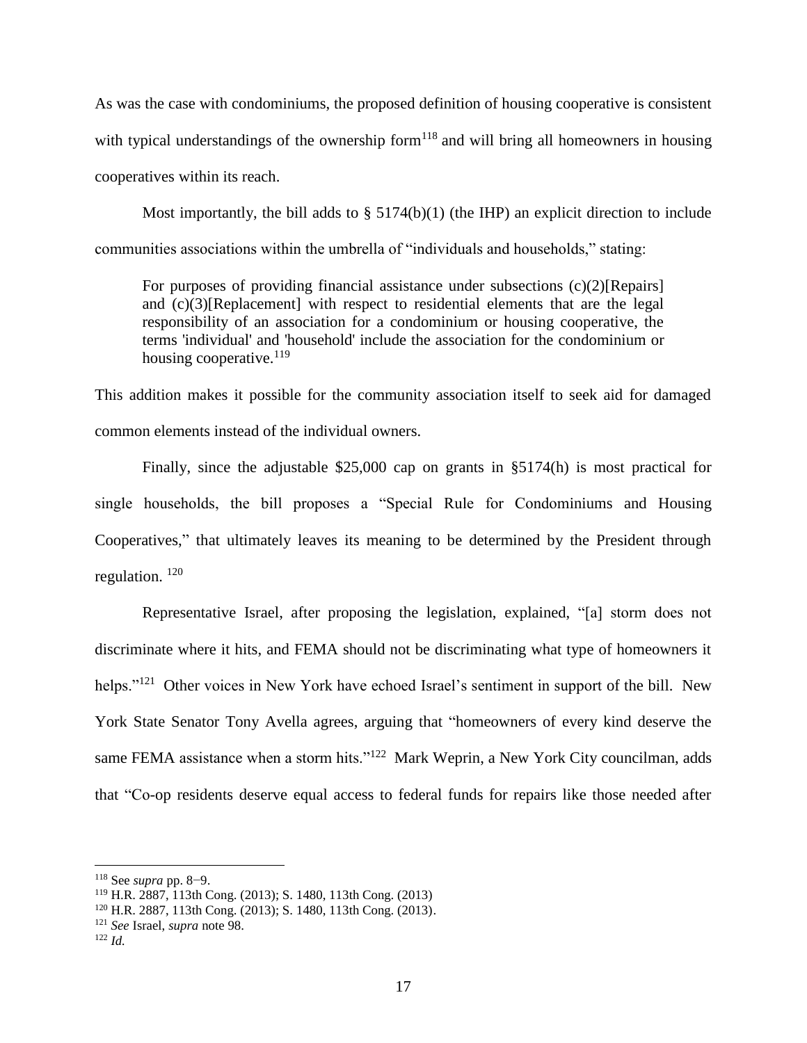As was the case with condominiums, the proposed definition of housing cooperative is consistent with typical understandings of the ownership form[118] and will bring all homeowners in housing cooperatives within its reach.

Most importantly, the bill adds to § 5174(b)(1) (the IHP) an explicit direction to include communities associations within the umbrella of "individuals and households," stating:

> For purposes of providing financial assistance under subsections (c)(2)[Repairs] and (c)(3)[Replacement] with respect to residential elements that are the legal responsibility of an association for a condominium or housing cooperative, the terms 'individual' and 'household' include the association for the condominium or housing cooperative.[119]

This addition makes it possible for the community association itself to seek aid for damaged common elements instead of the individual owners.

Finally, since the adjustable $25,000 cap on grants in §5174(h) is most practical for single households, the bill proposes a "Special Rule for Condominiums and Housing Cooperatives," that ultimately leaves its meaning to be determined by the President through regulation. [120]

Representative Israel, after proposing the legislation, explained, "[a] storm does not discriminate where it hits, and FEMA should not be discriminating what type of homeowners it helps."[121] Other voices in New York have echoed Israel's sentiment in support of the bill. New York State Senator Tony Avella agrees, arguing that "homeowners of every kind deserve the same FEMA assistance when a storm hits."[122] Mark Weprin, a New York City councilman, adds that "Co-op residents deserve equal access to federal funds for repairs like those needed after

---

[118] See *supra* pp. 8−9.

[119] H.R. 2887, 113th Cong. (2013); S. 1480, 113th Cong. (2013)

[120] H.R. 2887, 113th Cong. (2013); S. 1480, 113th Cong. (2013).

[121] *See* Israel, *supra* note 98.

[122] *Id.*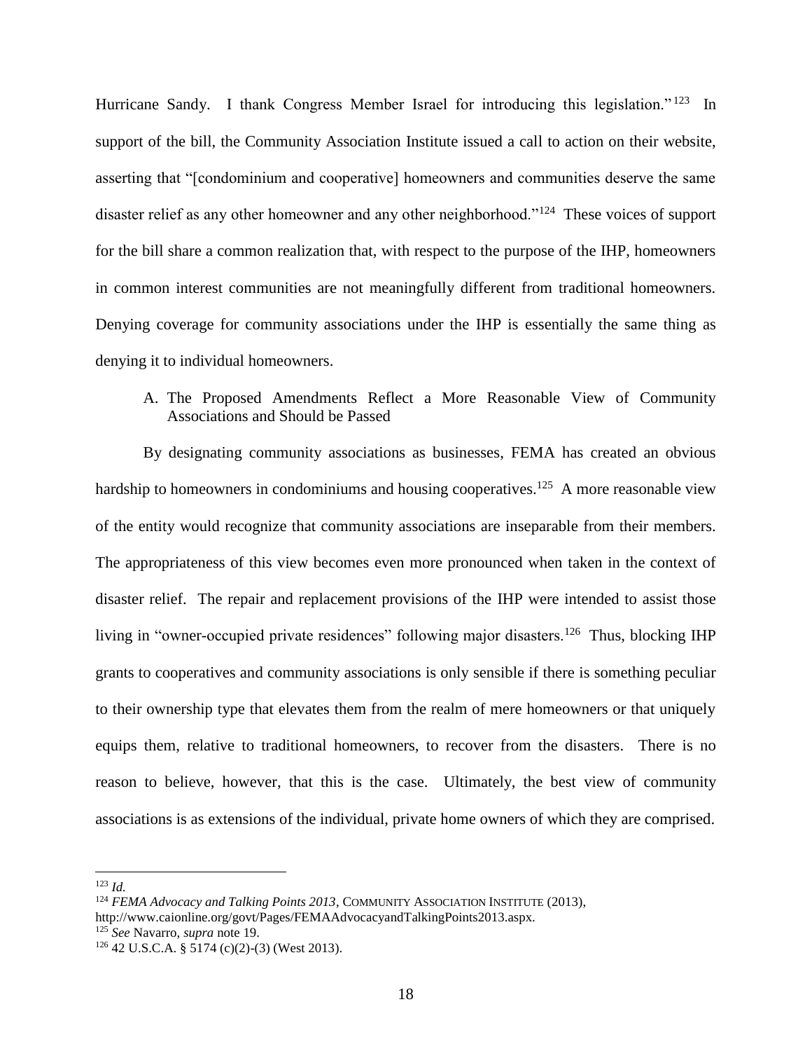Hurricane Sandy. I thank Congress Member Israel for introducing this legislation."[123] In support of the bill, the Community Association Institute issued a call to action on their website, asserting that "[condominium and cooperative] homeowners and communities deserve the same disaster relief as any other homeowner and any other neighborhood."[124] These voices of support for the bill share a common realization that, with respect to the purpose of the IHP, homeowners in common interest communities are not meaningfully different from traditional homeowners. Denying coverage for community associations under the IHP is essentially the same thing as denying it to individual homeowners.

### A. The Proposed Amendments Reflect a More Reasonable View of Community Associations and Should be Passed

By designating community associations as businesses, FEMA has created an obvious hardship to homeowners in condominiums and housing cooperatives.[125] A more reasonable view of the entity would recognize that community associations are inseparable from their members. The appropriateness of this view becomes even more pronounced when taken in the context of disaster relief. The repair and replacement provisions of the IHP were intended to assist those living in "owner-occupied private residences" following major disasters.[126] Thus, blocking IHP grants to cooperatives and community associations is only sensible if there is something peculiar to their ownership type that elevates them from the realm of mere homeowners or that uniquely equips them, relative to traditional homeowners, to recover from the disasters. There is no reason to believe, however, that this is the case. Ultimately, the best view of community associations is as extensions of the individual, private home owners of which they are comprised.

---

[123] *Id.*

[124] *FEMA Advocacy and Talking Points 2013*, COMMUNITY ASSOCIATION INSTITUTE (2013), http://www.caionline.org/govt/Pages/FEMAAdvocacyandTalkingPoints2013.aspx.

[125] *See* Navarro, *supra* note 19.

[126] 42 U.S.C.A. § 5174 (c)(2)-(3) (West 2013).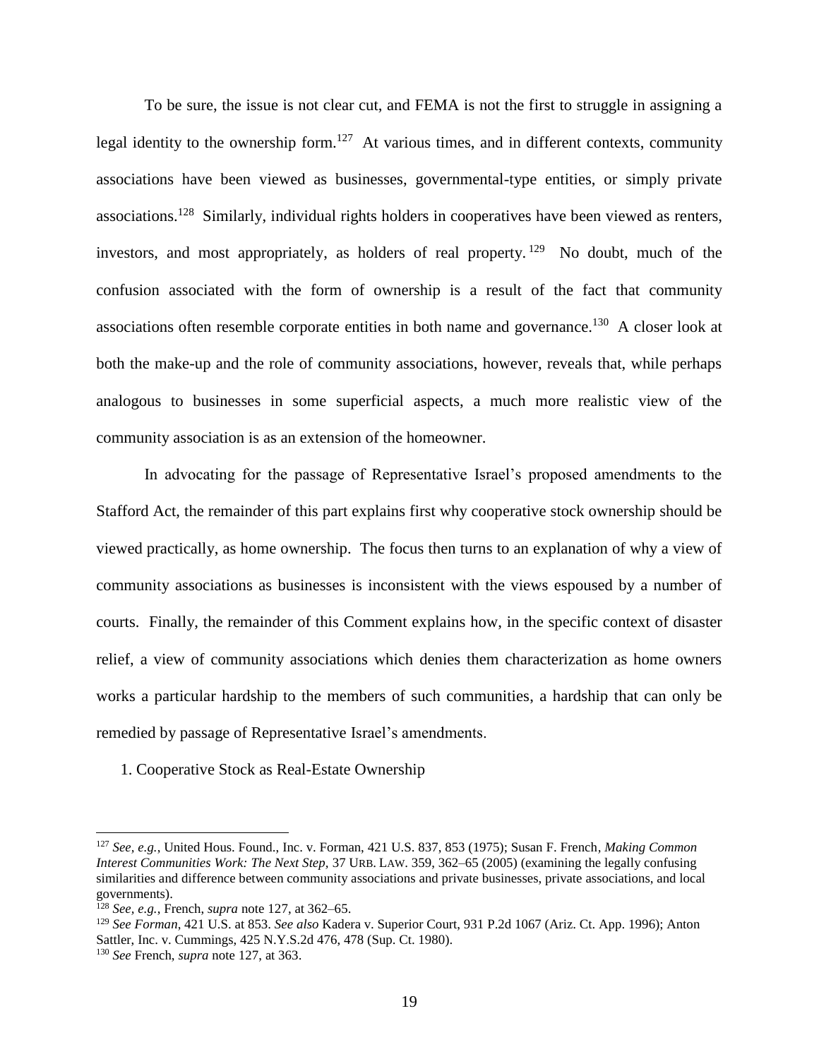To be sure, the issue is not clear cut, and FEMA is not the first to struggle in assigning a legal identity to the ownership form.[127] At various times, and in different contexts, community associations have been viewed as businesses, governmental-type entities, or simply private associations.[128] Similarly, individual rights holders in cooperatives have been viewed as renters, investors, and most appropriately, as holders of real property.[129] No doubt, much of the confusion associated with the form of ownership is a result of the fact that community associations often resemble corporate entities in both name and governance.[130] A closer look at both the make-up and the role of community associations, however, reveals that, while perhaps analogous to businesses in some superficial aspects, a much more realistic view of the community association is as an extension of the homeowner.

In advocating for the passage of Representative Israel's proposed amendments to the Stafford Act, the remainder of this part explains first why cooperative stock ownership should be viewed practically, as home ownership. The focus then turns to an explanation of why a view of community associations as businesses is inconsistent with the views espoused by a number of courts. Finally, the remainder of this Comment explains how, in the specific context of disaster relief, a view of community associations which denies them characterization as home owners works a particular hardship to the members of such communities, a hardship that can only be remedied by passage of Representative Israel's amendments.

1. Cooperative Stock as Real-Estate Ownership

---

[127] *See, e.g.*, United Hous. Found., Inc. v. Forman, 421 U.S. 837, 853 (1975); Susan F. French, *Making Common Interest Communities Work: The Next Step*, 37 URB. LAW. 359, 362–65 (2005) (examining the legally confusing similarities and difference between community associations and private businesses, private associations, and local governments).

[128] *See, e.g.*, French, *supra* note 127, at 362–65.

[129] *See Forman*, 421 U.S. at 853. *See also* Kadera v. Superior Court, 931 P.2d 1067 (Ariz. Ct. App. 1996); Anton Sattler, Inc. v. Cummings, 425 N.Y.S.2d 476, 478 (Sup. Ct. 1980).

[130] *See* French, *supra* note 127, at 363.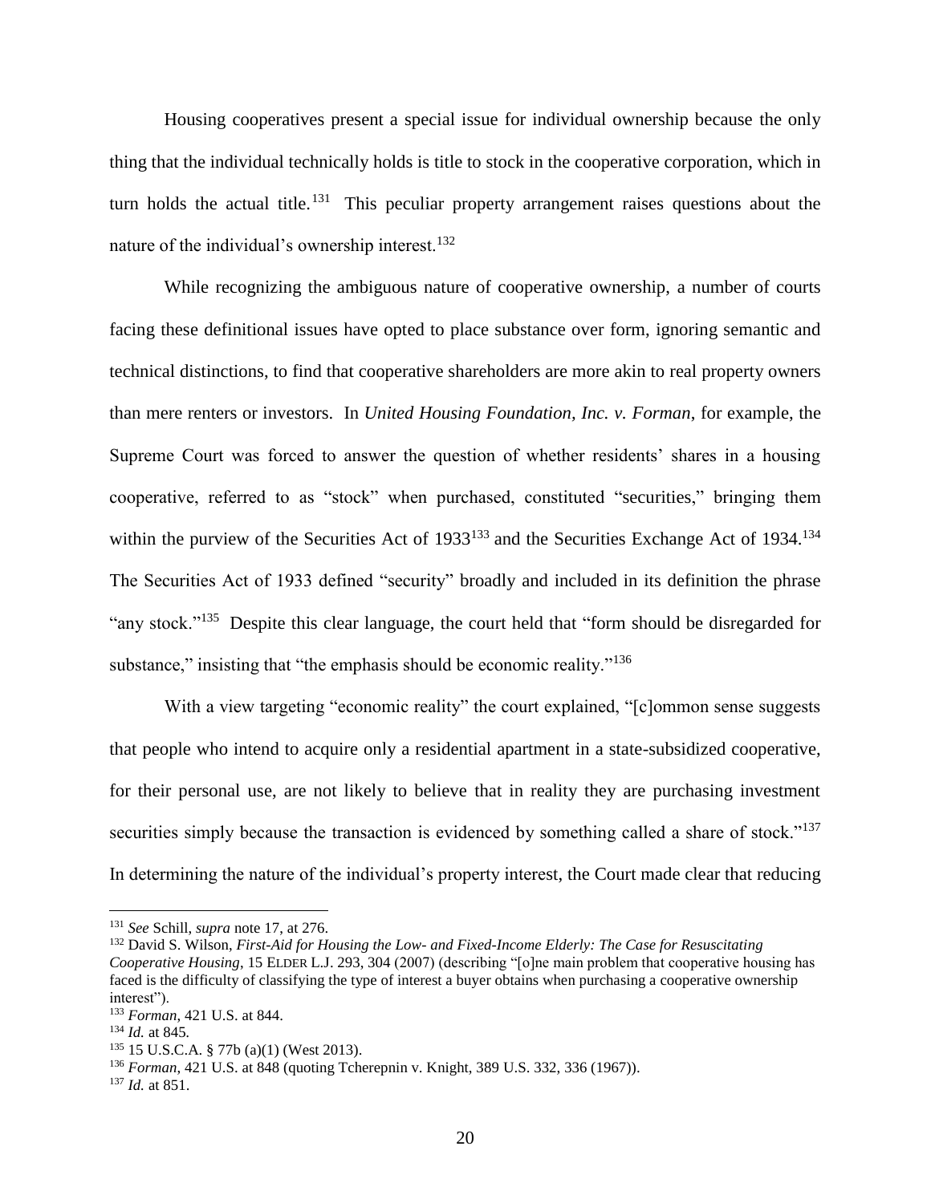Housing cooperatives present a special issue for individual ownership because the only thing that the individual technically holds is title to stock in the cooperative corporation, which in turn holds the actual title.[131] This peculiar property arrangement raises questions about the nature of the individual's ownership interest.[132]

While recognizing the ambiguous nature of cooperative ownership, a number of courts facing these definitional issues have opted to place substance over form, ignoring semantic and technical distinctions, to find that cooperative shareholders are more akin to real property owners than mere renters or investors. In *United Housing Foundation, Inc. v. Forman*, for example, the Supreme Court was forced to answer the question of whether residents' shares in a housing cooperative, referred to as "stock" when purchased, constituted "securities," bringing them within the purview of the Securities Act of 1933[133] and the Securities Exchange Act of 1934.[134] The Securities Act of 1933 defined "security" broadly and included in its definition the phrase "any stock."[135] Despite this clear language, the court held that "form should be disregarded for substance," insisting that "the emphasis should be economic reality."[136]

With a view targeting "economic reality" the court explained, "[c]ommon sense suggests that people who intend to acquire only a residential apartment in a state-subsidized cooperative, for their personal use, are not likely to believe that in reality they are purchasing investment securities simply because the transaction is evidenced by something called a share of stock."[137] In determining the nature of the individual's property interest, the Court made clear that reducing

---

[131] *See* Schill, *supra* note 17, at 276.

[132] David S. Wilson, *First-Aid for Housing the Low- and Fixed-Income Elderly: The Case for Resuscitating Cooperative Housing*, 15 ELDER L.J. 293, 304 (2007) (describing "[o]ne main problem that cooperative housing has faced is the difficulty of classifying the type of interest a buyer obtains when purchasing a cooperative ownership interest").

[133] *Forman*, 421 U.S. at 844.

[134] *Id.* at 845.

[135] 15 U.S.C.A. § 77b (a)(1) (West 2013).

[136] *Forman*, 421 U.S. at 848 (quoting Tcherepnin v. Knight, 389 U.S. 332, 336 (1967)).

[137] *Id.* at 851.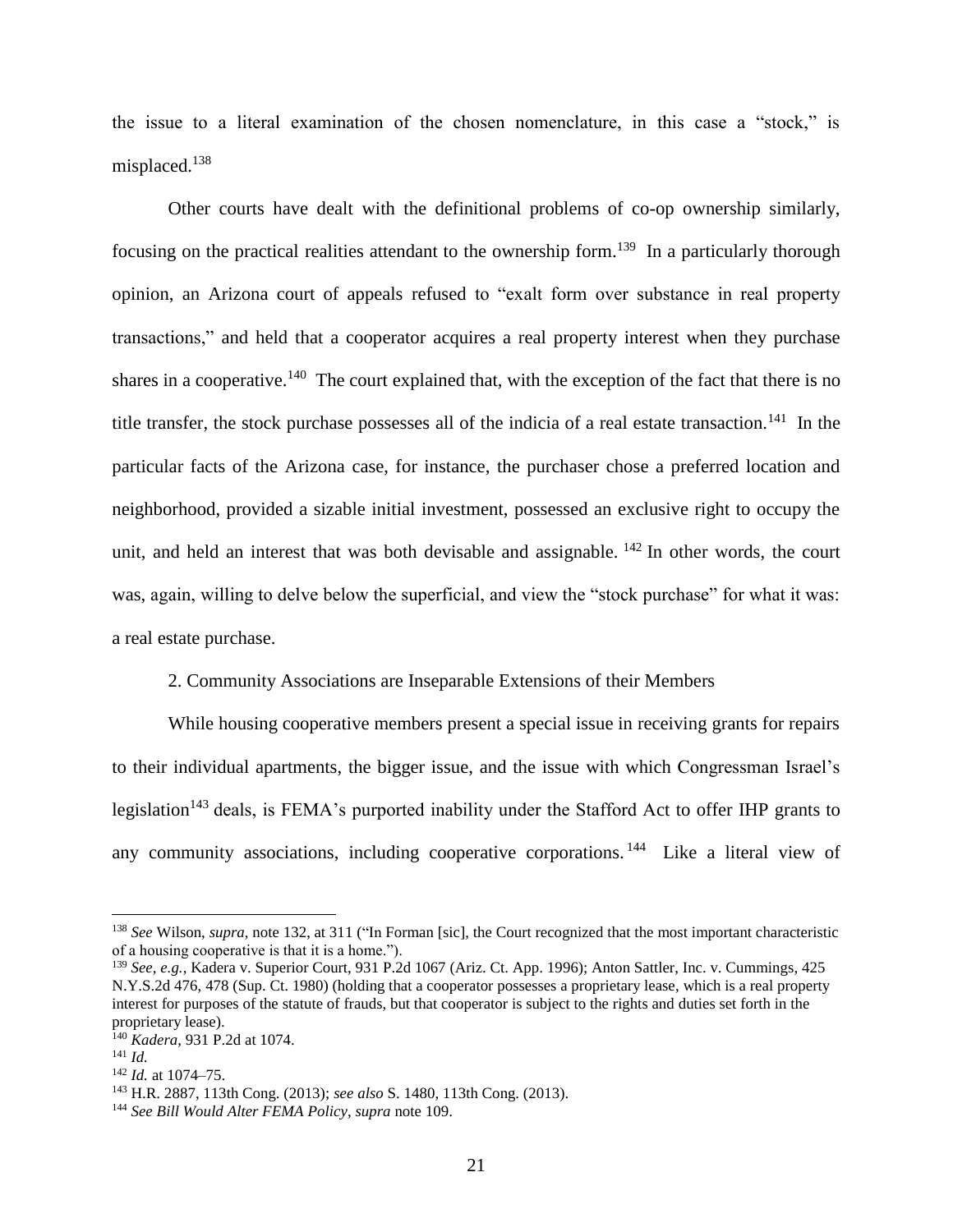the issue to a literal examination of the chosen nomenclature, in this case a "stock," is misplaced.[138]

Other courts have dealt with the definitional problems of co-op ownership similarly, focusing on the practical realities attendant to the ownership form.[139] In a particularly thorough opinion, an Arizona court of appeals refused to "exalt form over substance in real property transactions," and held that a cooperator acquires a real property interest when they purchase shares in a cooperative.[140] The court explained that, with the exception of the fact that there is no title transfer, the stock purchase possesses all of the indicia of a real estate transaction.[141] In the particular facts of the Arizona case, for instance, the purchaser chose a preferred location and neighborhood, provided a sizable initial investment, possessed an exclusive right to occupy the unit, and held an interest that was both devisable and assignable.[142] In other words, the court was, again, willing to delve below the superficial, and view the "stock purchase" for what it was: a real estate purchase.

2. Community Associations are Inseparable Extensions of their Members

While housing cooperative members present a special issue in receiving grants for repairs to their individual apartments, the bigger issue, and the issue with which Congressman Israel's legislation[143] deals, is FEMA's purported inability under the Stafford Act to offer IHP grants to any community associations, including cooperative corporations.[144] Like a literal view of

---

[138] *See* Wilson, *supra*, note 132, at 311 ("In Forman [sic], the Court recognized that the most important characteristic of a housing cooperative is that it is a home.").

[139] *See, e.g.*, Kadera v. Superior Court, 931 P.2d 1067 (Ariz. Ct. App. 1996); Anton Sattler, Inc. v. Cummings, 425 N.Y.S.2d 476, 478 (Sup. Ct. 1980) (holding that a cooperator possesses a proprietary lease, which is a real property interest for purposes of the statute of frauds, but that cooperator is subject to the rights and duties set forth in the proprietary lease).

[140] *Kadera*, 931 P.2d at 1074.

[141] *Id.*

[142] *Id.* at 1074–75.

[143] H.R. 2887, 113th Cong. (2013); *see also* S. 1480, 113th Cong. (2013).

[144] *See Bill Would Alter FEMA Policy*, *supra* note 109.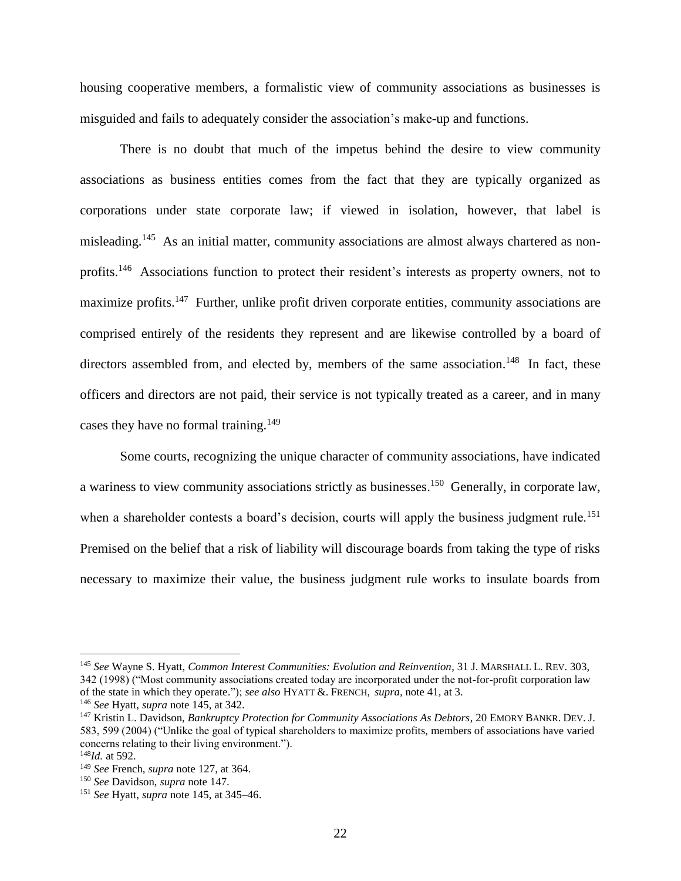housing cooperative members, a formalistic view of community associations as businesses is misguided and fails to adequately consider the association's make-up and functions.

There is no doubt that much of the impetus behind the desire to view community associations as business entities comes from the fact that they are typically organized as corporations under state corporate law; if viewed in isolation, however, that label is misleading.[145] As an initial matter, community associations are almost always chartered as non-profits.[146] Associations function to protect their resident's interests as property owners, not to maximize profits.[147] Further, unlike profit driven corporate entities, community associations are comprised entirely of the residents they represent and are likewise controlled by a board of directors assembled from, and elected by, members of the same association.[148] In fact, these officers and directors are not paid, their service is not typically treated as a career, and in many cases they have no formal training.[149]

Some courts, recognizing the unique character of community associations, have indicated a wariness to view community associations strictly as businesses.[150] Generally, in corporate law, when a shareholder contests a board's decision, courts will apply the business judgment rule.[151] Premised on the belief that a risk of liability will discourage boards from taking the type of risks necessary to maximize their value, the business judgment rule works to insulate boards from

---

[145] *See* Wayne S. Hyatt, *Common Interest Communities: Evolution and Reinvention*, 31 J. MARSHALL L. REV. 303, 342 (1998) ("Most community associations created today are incorporated under the not-for-profit corporation law of the state in which they operate."); *see also* HYATT &. FRENCH, *supra*, note 41, at 3.

[146] *See* Hyatt, *supra* note 145, at 342.

[147] Kristin L. Davidson, *Bankruptcy Protection for Community Associations As Debtors*, 20 EMORY BANKR. DEV. J. 583, 599 (2004) ("Unlike the goal of typical shareholders to maximize profits, members of associations have varied concerns relating to their living environment.").

[148] *Id.* at 592.

[149] *See* French, *supra* note 127, at 364.

[150] *See* Davidson, *supra* note 147.

[151] *See* Hyatt, *supra* note 145, at 345–46.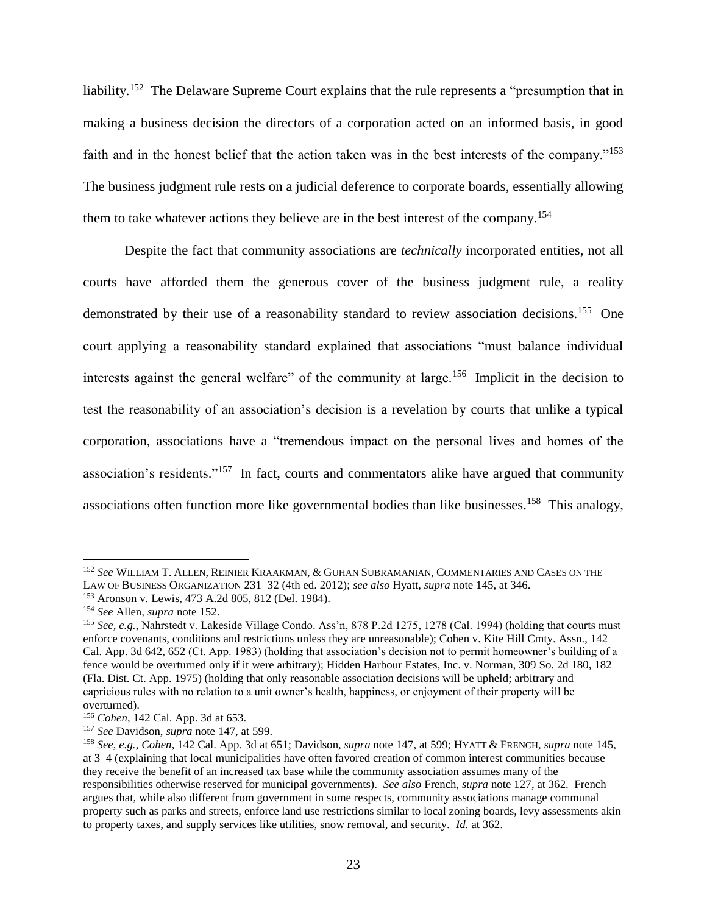liability.[152] The Delaware Supreme Court explains that the rule represents a "presumption that in making a business decision the directors of a corporation acted on an informed basis, in good faith and in the honest belief that the action taken was in the best interests of the company."[153] The business judgment rule rests on a judicial deference to corporate boards, essentially allowing them to take whatever actions they believe are in the best interest of the company.[154]

Despite the fact that community associations are *technically* incorporated entities, not all courts have afforded them the generous cover of the business judgment rule, a reality demonstrated by their use of a reasonability standard to review association decisions.[155] One court applying a reasonability standard explained that associations "must balance individual interests against the general welfare" of the community at large.[156] Implicit in the decision to test the reasonability of an association's decision is a revelation by courts that unlike a typical corporation, associations have a "tremendous impact on the personal lives and homes of the association's residents."[157] In fact, courts and commentators alike have argued that community associations often function more like governmental bodies than like businesses.[158] This analogy,

---

[152] *See* WILLIAM T. ALLEN, REINIER KRAAKMAN, & GUHAN SUBRAMANIAN, COMMENTARIES AND CASES ON THE LAW OF BUSINESS ORGANIZATION 231–32 (4th ed. 2012); *see also* Hyatt, *supra* note 145, at 346.

[153] Aronson v. Lewis, 473 A.2d 805, 812 (Del. 1984).

[154] *See* Allen, *supra* note 152.

[155] *See, e.g.*, Nahrstedt v. Lakeside Village Condo. Ass'n, 878 P.2d 1275, 1278 (Cal. 1994) (holding that courts must enforce covenants, conditions and restrictions unless they are unreasonable); Cohen v. Kite Hill Cmty. Assn., 142 Cal. App. 3d 642, 652 (Ct. App. 1983) (holding that association's decision not to permit homeowner's building of a fence would be overturned only if it were arbitrary); Hidden Harbour Estates, Inc. v. Norman, 309 So. 2d 180, 182 (Fla. Dist. Ct. App. 1975) (holding that only reasonable association decisions will be upheld; arbitrary and capricious rules with no relation to a unit owner's health, happiness, or enjoyment of their property will be overturned).

[156] *Cohen*, 142 Cal. App. 3d at 653.

[157] *See* Davidson, *supra* note 147, at 599.

[158] *See, e.g.*, *Cohen*, 142 Cal. App. 3d at 651; Davidson, *supra* note 147, at 599; HYATT & FRENCH, *supra* note 145, at 3–4 (explaining that local municipalities have often favored creation of common interest communities because they receive the benefit of an increased tax base while the community association assumes many of the responsibilities otherwise reserved for municipal governments). *See also* French, *supra* note 127, at 362. French argues that, while also different from government in some respects, community associations manage communal property such as parks and streets, enforce land use restrictions similar to local zoning boards, levy assessments akin to property taxes, and supply services like utilities, snow removal, and security. *Id.* at 362.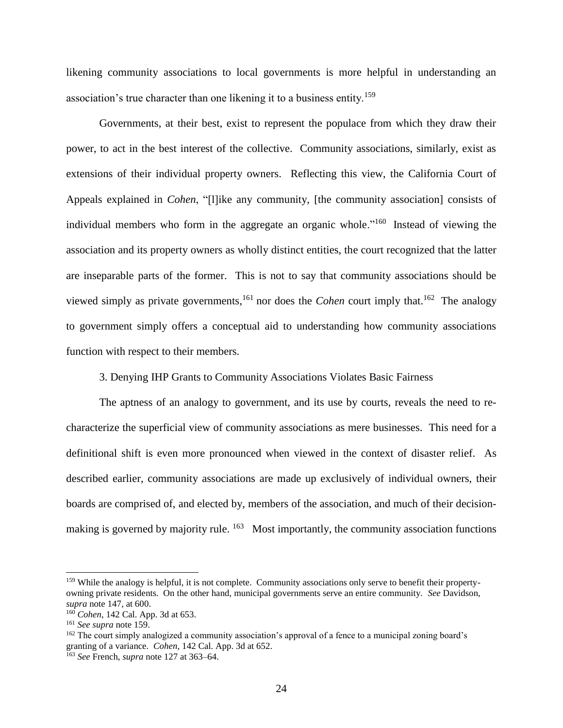likening community associations to local governments is more helpful in understanding an association's true character than one likening it to a business entity.[159]

Governments, at their best, exist to represent the populace from which they draw their power, to act in the best interest of the collective. Community associations, similarly, exist as extensions of their individual property owners. Reflecting this view, the California Court of Appeals explained in *Cohen*, "[l]ike any community, [the community association] consists of individual members who form in the aggregate an organic whole."[160] Instead of viewing the association and its property owners as wholly distinct entities, the court recognized that the latter are inseparable parts of the former. This is not to say that community associations should be viewed simply as private governments,[161] nor does the *Cohen* court imply that.[162] The analogy to government simply offers a conceptual aid to understanding how community associations function with respect to their members.

3. Denying IHP Grants to Community Associations Violates Basic Fairness

The aptness of an analogy to government, and its use by courts, reveals the need to re-characterize the superficial view of community associations as mere businesses. This need for a definitional shift is even more pronounced when viewed in the context of disaster relief. As described earlier, community associations are made up exclusively of individual owners, their boards are comprised of, and elected by, members of the association, and much of their decision-making is governed by majority rule. [163] Most importantly, the community association functions

---

[159] While the analogy is helpful, it is not complete. Community associations only serve to benefit their property-owning private residents. On the other hand, municipal governments serve an entire community. *See* Davidson, *supra* note 147, at 600.

[160] *Cohen*, 142 Cal. App. 3d at 653.

[161] *See supra* note 159.

[162] The court simply analogized a community association's approval of a fence to a municipal zoning board's granting of a variance. *Cohen*, 142 Cal. App. 3d at 652.

[163] *See* French, *supra* note 127 at 363–64.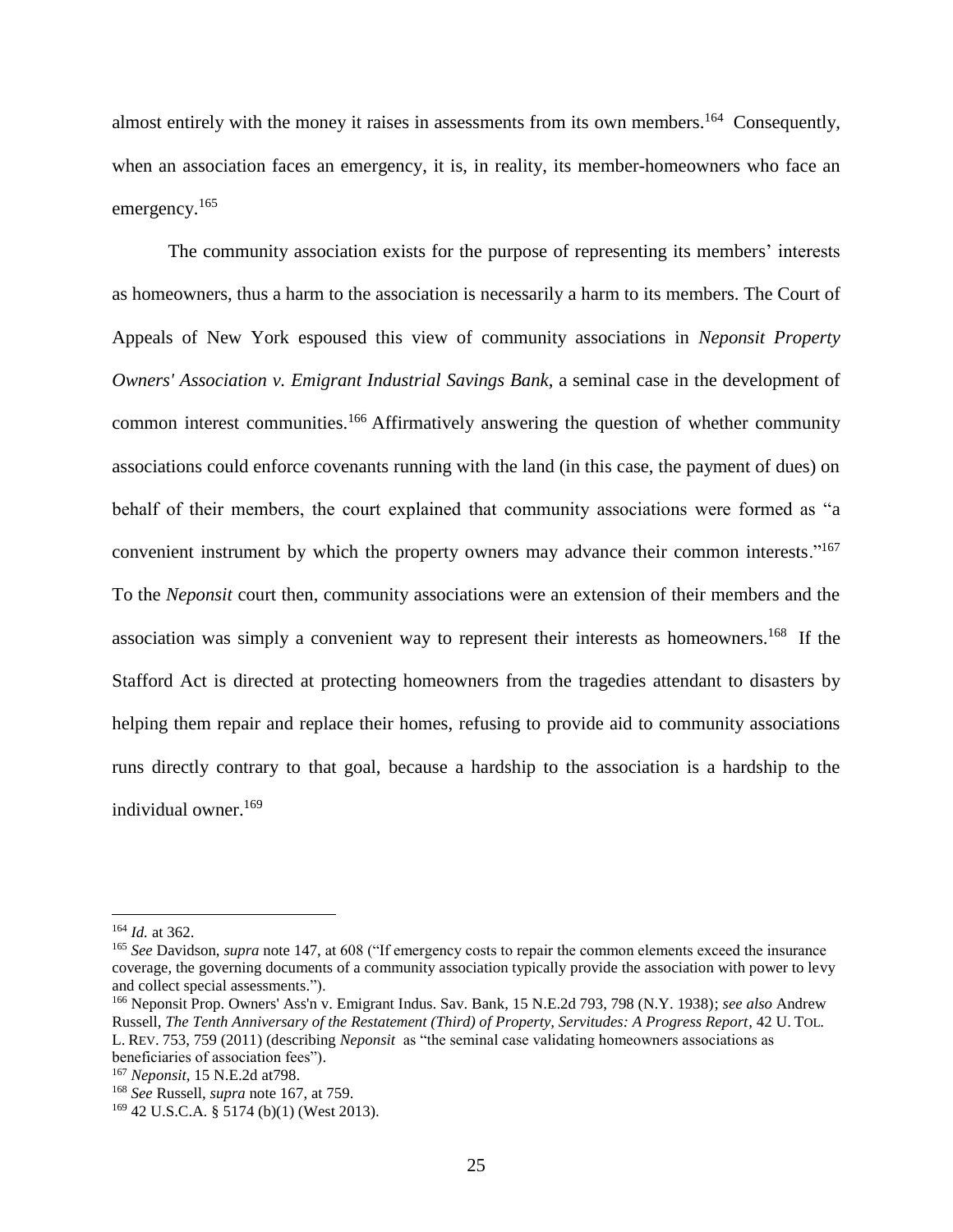almost entirely with the money it raises in assessments from its own members.[164] Consequently, when an association faces an emergency, it is, in reality, its member-homeowners who face an emergency.[165]

The community association exists for the purpose of representing its members' interests as homeowners, thus a harm to the association is necessarily a harm to its members. The Court of Appeals of New York espoused this view of community associations in *Neponsit Property Owners' Association v. Emigrant Industrial Savings Bank*, a seminal case in the development of common interest communities.[166] Affirmatively answering the question of whether community associations could enforce covenants running with the land (in this case, the payment of dues) on behalf of their members, the court explained that community associations were formed as "a convenient instrument by which the property owners may advance their common interests."[167] To the *Neponsit* court then, community associations were an extension of their members and the association was simply a convenient way to represent their interests as homeowners.[168] If the Stafford Act is directed at protecting homeowners from the tragedies attendant to disasters by helping them repair and replace their homes, refusing to provide aid to community associations runs directly contrary to that goal, because a hardship to the association is a hardship to the individual owner.[169]

---

[164] *Id.* at 362.

[165] *See* Davidson, *supra* note 147, at 608 ("If emergency costs to repair the common elements exceed the insurance coverage, the governing documents of a community association typically provide the association with power to levy and collect special assessments.").

[166] Neponsit Prop. Owners' Ass'n v. Emigrant Indus. Sav. Bank, 15 N.E.2d 793, 798 (N.Y. 1938); *see also* Andrew Russell, *The Tenth Anniversary of the Restatement (Third) of Property, Servitudes: A Progress Report*, 42 U. TOL. L. REV. 753, 759 (2011) (describing *Neponsit* as "the seminal case validating homeowners associations as beneficiaries of association fees").

[167] *Neponsit*, 15 N.E.2d at798.

[168] *See* Russell, *supra* note 167, at 759.

[169] 42 U.S.C.A. § 5174 (b)(1) (West 2013).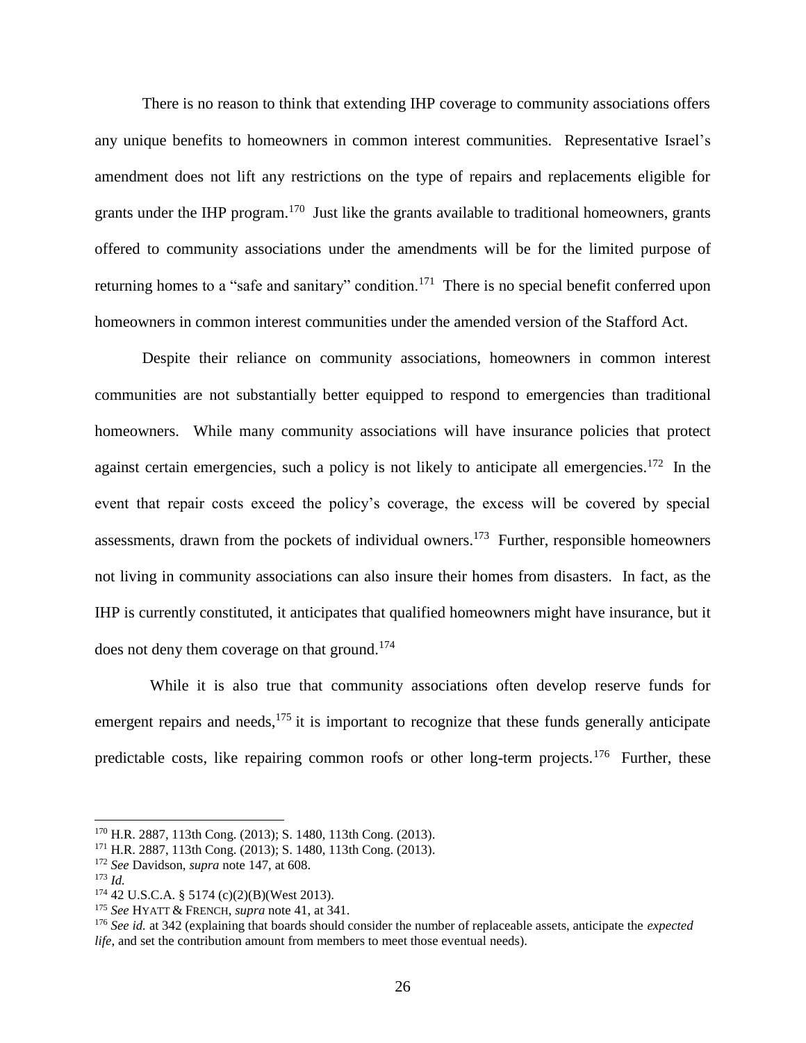There is no reason to think that extending IHP coverage to community associations offers any unique benefits to homeowners in common interest communities. Representative Israel's amendment does not lift any restrictions on the type of repairs and replacements eligible for grants under the IHP program.[170] Just like the grants available to traditional homeowners, grants offered to community associations under the amendments will be for the limited purpose of returning homes to a "safe and sanitary" condition.[171] There is no special benefit conferred upon homeowners in common interest communities under the amended version of the Stafford Act.

Despite their reliance on community associations, homeowners in common interest communities are not substantially better equipped to respond to emergencies than traditional homeowners. While many community associations will have insurance policies that protect against certain emergencies, such a policy is not likely to anticipate all emergencies.[172] In the event that repair costs exceed the policy's coverage, the excess will be covered by special assessments, drawn from the pockets of individual owners.[173] Further, responsible homeowners not living in community associations can also insure their homes from disasters. In fact, as the IHP is currently constituted, it anticipates that qualified homeowners might have insurance, but it does not deny them coverage on that ground.[174]

While it is also true that community associations often develop reserve funds for emergent repairs and needs,[175] it is important to recognize that these funds generally anticipate predictable costs, like repairing common roofs or other long-term projects.[176] Further, these

---

[170] H.R. 2887, 113th Cong. (2013); S. 1480, 113th Cong. (2013).

[171] H.R. 2887, 113th Cong. (2013); S. 1480, 113th Cong. (2013).

[172] *See* Davidson, *supra* note 147, at 608.

[173] *Id.*

[174] 42 U.S.C.A. § 5174 (c)(2)(B)(West 2013).

[175] *See* HYATT & FRENCH, *supra* note 41, at 341.

[176] *See id.* at 342 (explaining that boards should consider the number of replaceable assets, anticipate the *expected life*, and set the contribution amount from members to meet those eventual needs).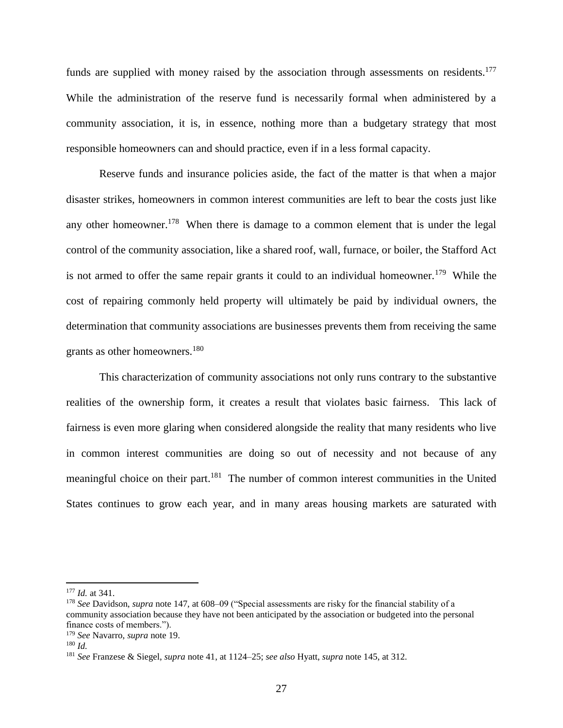funds are supplied with money raised by the association through assessments on residents.[177] While the administration of the reserve fund is necessarily formal when administered by a community association, it is, in essence, nothing more than a budgetary strategy that most responsible homeowners can and should practice, even if in a less formal capacity.

Reserve funds and insurance policies aside, the fact of the matter is that when a major disaster strikes, homeowners in common interest communities are left to bear the costs just like any other homeowner.[178] When there is damage to a common element that is under the legal control of the community association, like a shared roof, wall, furnace, or boiler, the Stafford Act is not armed to offer the same repair grants it could to an individual homeowner.[179] While the cost of repairing commonly held property will ultimately be paid by individual owners, the determination that community associations are businesses prevents them from receiving the same grants as other homeowners.[180]

This characterization of community associations not only runs contrary to the substantive realities of the ownership form, it creates a result that violates basic fairness. This lack of fairness is even more glaring when considered alongside the reality that many residents who live in common interest communities are doing so out of necessity and not because of any meaningful choice on their part.[181] The number of common interest communities in the United States continues to grow each year, and in many areas housing markets are saturated with

---

[177] *Id.* at 341.

[178] *See* Davidson, *supra* note 147, at 608–09 ("Special assessments are risky for the financial stability of a community association because they have not been anticipated by the association or budgeted into the personal finance costs of members.").

[179] *See* Navarro, *supra* note 19.

[180] *Id.*

[181] *See* Franzese & Siegel, *supra* note 41, at 1124–25; *see also* Hyatt, *supra* note 145, at 312.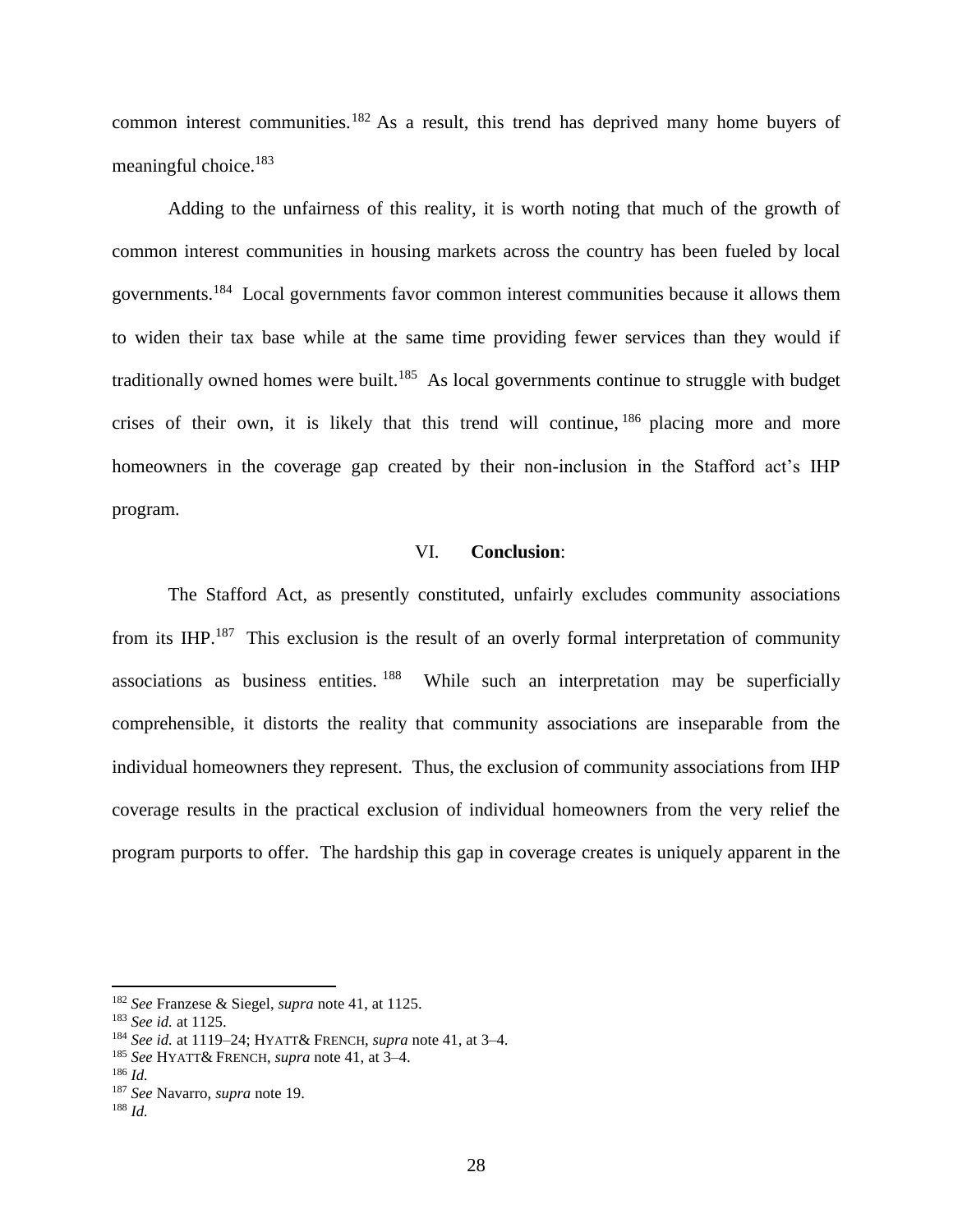common interest communities.[182] As a result, this trend has deprived many home buyers of meaningful choice.[183]

Adding to the unfairness of this reality, it is worth noting that much of the growth of common interest communities in housing markets across the country has been fueled by local governments.[184] Local governments favor common interest communities because it allows them to widen their tax base while at the same time providing fewer services than they would if traditionally owned homes were built.[185] As local governments continue to struggle with budget crises of their own, it is likely that this trend will continue,[186] placing more and more homeowners in the coverage gap created by their non-inclusion in the Stafford act's IHP program.

## VI. Conclusion:

The Stafford Act, as presently constituted, unfairly excludes community associations from its IHP.[187] This exclusion is the result of an overly formal interpretation of community associations as business entities.[188] While such an interpretation may be superficially comprehensible, it distorts the reality that community associations are inseparable from the individual homeowners they represent. Thus, the exclusion of community associations from IHP coverage results in the practical exclusion of individual homeowners from the very relief the program purports to offer. The hardship this gap in coverage creates is uniquely apparent in the

---

[182] *See* Franzese & Siegel, *supra* note 41, at 1125.
[183] *See id.* at 1125.
[184] *See id.* at 1119–24; HYATT& FRENCH, *supra* note 41, at 3–4.
[185] *See* HYATT& FRENCH, *supra* note 41, at 3–4.
[186] *Id.*
[187] *See* Navarro, *supra* note 19.
[188] *Id.*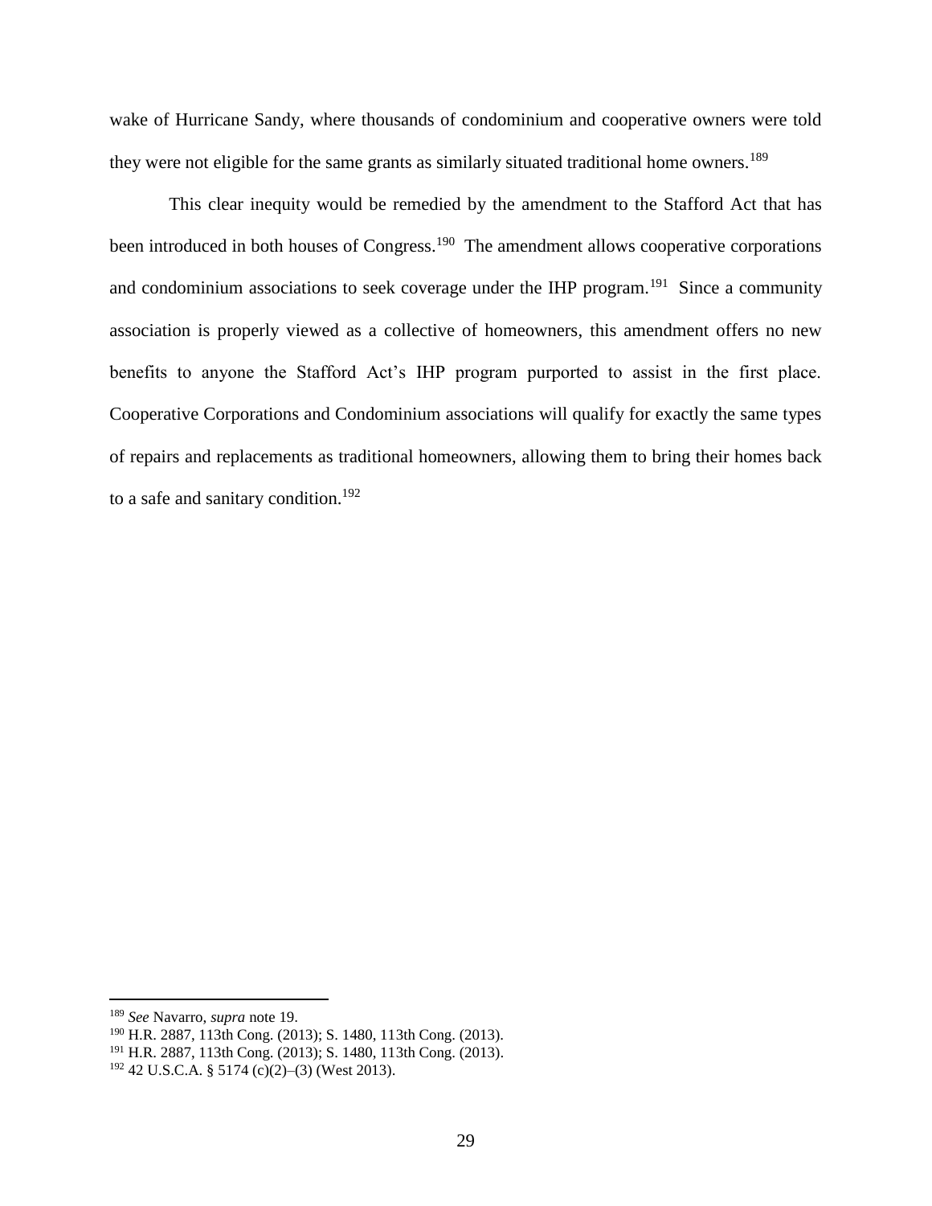wake of Hurricane Sandy, where thousands of condominium and cooperative owners were told they were not eligible for the same grants as similarly situated traditional home owners.[189]

This clear inequity would be remedied by the amendment to the Stafford Act that has been introduced in both houses of Congress.[190] The amendment allows cooperative corporations and condominium associations to seek coverage under the IHP program.[191] Since a community association is properly viewed as a collective of homeowners, this amendment offers no new benefits to anyone the Stafford Act's IHP program purported to assist in the first place. Cooperative Corporations and Condominium associations will qualify for exactly the same types of repairs and replacements as traditional homeowners, allowing them to bring their homes back to a safe and sanitary condition.[192]

---

[189] *See* Navarro, *supra* note 19.

[190] H.R. 2887, 113th Cong. (2013); S. 1480, 113th Cong. (2013).

[191] H.R. 2887, 113th Cong. (2013); S. 1480, 113th Cong. (2013).

[192] 42 U.S.C.A. § 5174 (c)(2)–(3) (West 2013).